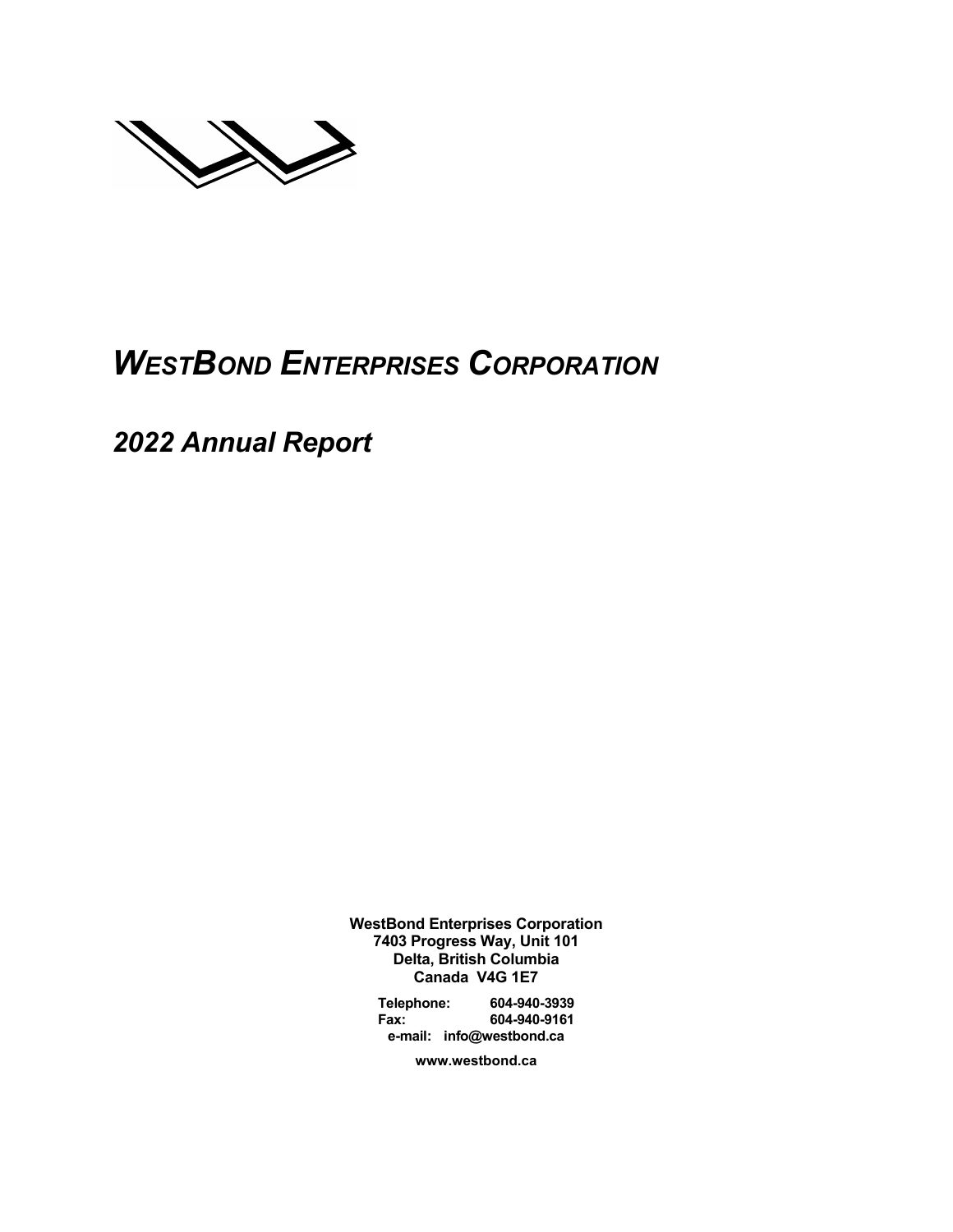# *WestBond Enterprises Corporation*

## *2022 Annual Report*

**WestBond Enterprises Corporation**
**7403 Progress Way, Unit 101**
**Delta, British Columbia**
**Canada V4G 1E7**

**Telephone: 604-940-3939**
**Fax: 604-940-9161**
**e-mail: info@westbond.ca**

**www.westbond.ca**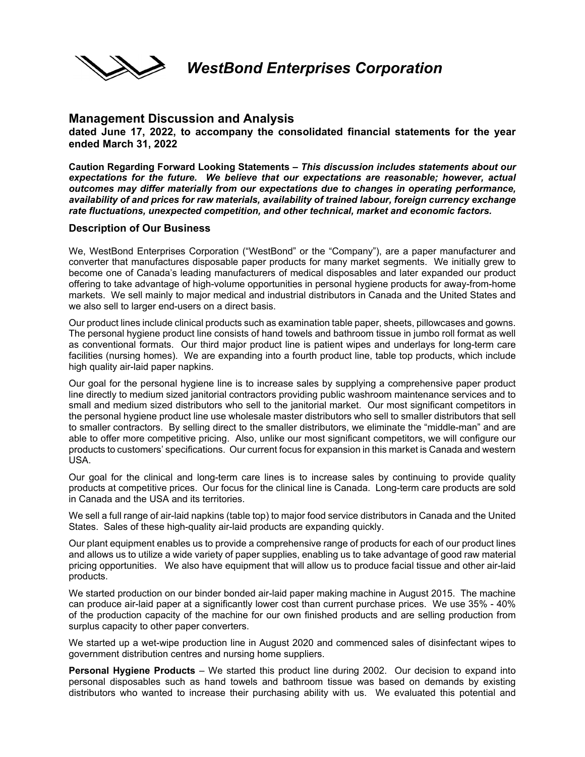# *WestBond Enterprises Corporation*

## Management Discussion and Analysis

**dated June 17, 2022, to accompany the consolidated financial statements for the year ended March 31, 2022**

**Caution Regarding Forward Looking Statements –** ***This discussion includes statements about our expectations for the future. We believe that our expectations are reasonable; however, actual outcomes may differ materially from our expectations due to changes in operating performance, availability of and prices for raw materials, availability of trained labour, foreign currency exchange rate fluctuations, unexpected competition, and other technical, market and economic factors.***

### Description of Our Business

We, WestBond Enterprises Corporation ("WestBond" or the "Company"), are a paper manufacturer and converter that manufactures disposable paper products for many market segments. We initially grew to become one of Canada's leading manufacturers of medical disposables and later expanded our product offering to take advantage of high-volume opportunities in personal hygiene products for away-from-home markets. We sell mainly to major medical and industrial distributors in Canada and the United States and we also sell to larger end-users on a direct basis.

Our product lines include clinical products such as examination table paper, sheets, pillowcases and gowns. The personal hygiene product line consists of hand towels and bathroom tissue in jumbo roll format as well as conventional formats. Our third major product line is patient wipes and underlays for long-term care facilities (nursing homes). We are expanding into a fourth product line, table top products, which include high quality air-laid paper napkins.

Our goal for the personal hygiene line is to increase sales by supplying a comprehensive paper product line directly to medium sized janitorial contractors providing public washroom maintenance services and to small and medium sized distributors who sell to the janitorial market. Our most significant competitors in the personal hygiene product line use wholesale master distributors who sell to smaller distributors that sell to smaller contractors. By selling direct to the smaller distributors, we eliminate the "middle-man" and are able to offer more competitive pricing. Also, unlike our most significant competitors, we will configure our products to customers' specifications. Our current focus for expansion in this market is Canada and western USA.

Our goal for the clinical and long-term care lines is to increase sales by continuing to provide quality products at competitive prices. Our focus for the clinical line is Canada. Long-term care products are sold in Canada and the USA and its territories.

We sell a full range of air-laid napkins (table top) to major food service distributors in Canada and the United States. Sales of these high-quality air-laid products are expanding quickly.

Our plant equipment enables us to provide a comprehensive range of products for each of our product lines and allows us to utilize a wide variety of paper supplies, enabling us to take advantage of good raw material pricing opportunities. We also have equipment that will allow us to produce facial tissue and other air-laid products.

We started production on our binder bonded air-laid paper making machine in August 2015. The machine can produce air-laid paper at a significantly lower cost than current purchase prices. We use 35% - 40% of the production capacity of the machine for our own finished products and are selling production from surplus capacity to other paper converters.

We started up a wet-wipe production line in August 2020 and commenced sales of disinfectant wipes to government distribution centres and nursing home suppliers.

**Personal Hygiene Products** – We started this product line during 2002. Our decision to expand into personal disposables such as hand towels and bathroom tissue was based on demands by existing distributors who wanted to increase their purchasing ability with us. We evaluated this potential and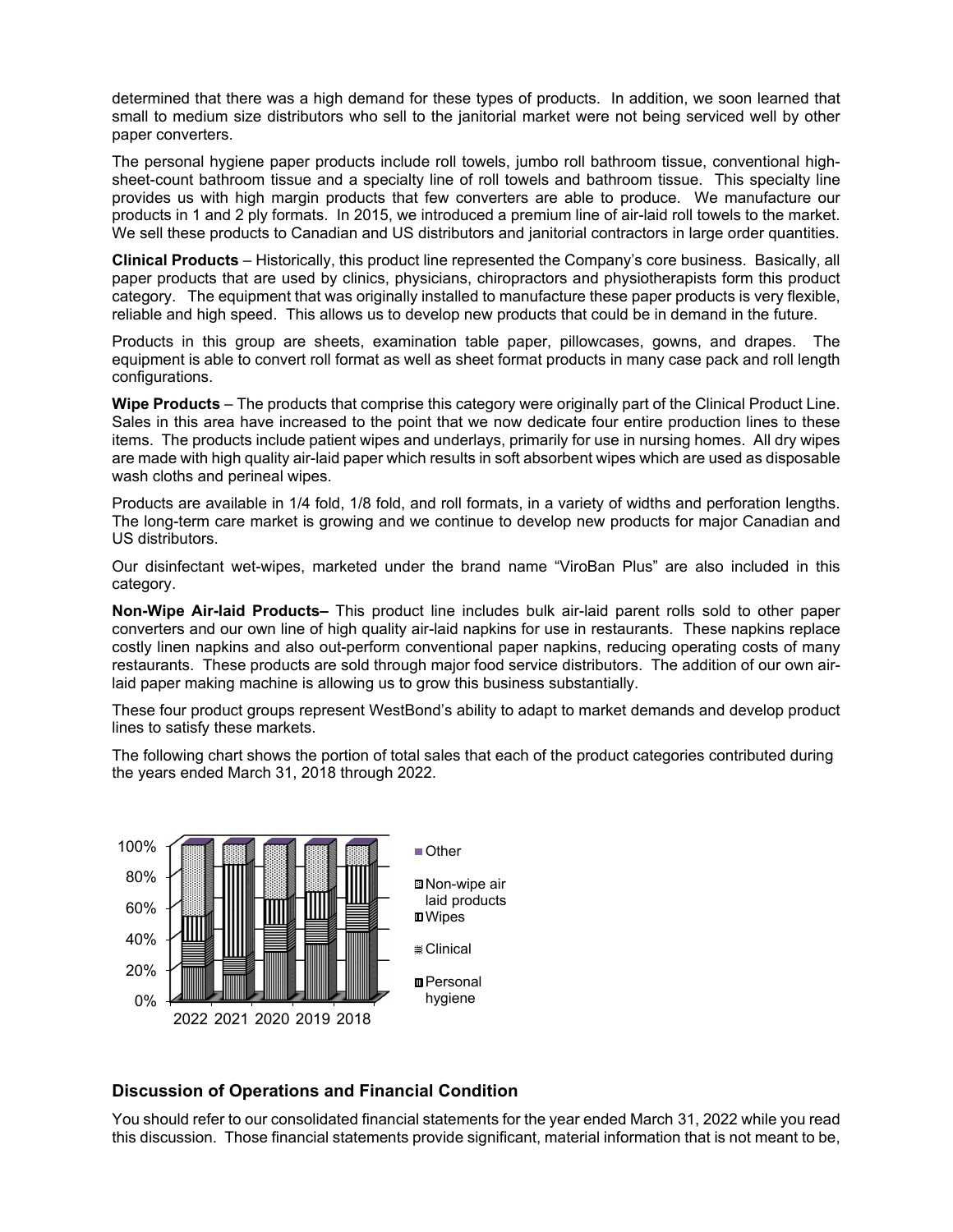determined that there was a high demand for these types of products. In addition, we soon learned that small to medium size distributors who sell to the janitorial market were not being serviced well by other paper converters.

The personal hygiene paper products include roll towels, jumbo roll bathroom tissue, conventional high-sheet-count bathroom tissue and a specialty line of roll towels and bathroom tissue. This specialty line provides us with high margin products that few converters are able to produce. We manufacture our products in 1 and 2 ply formats. In 2015, we introduced a premium line of air-laid roll towels to the market. We sell these products to Canadian and US distributors and janitorial contractors in large order quantities.

**Clinical Products** – Historically, this product line represented the Company's core business. Basically, all paper products that are used by clinics, physicians, chiropractors and physiotherapists form this product category. The equipment that was originally installed to manufacture these paper products is very flexible, reliable and high speed. This allows us to develop new products that could be in demand in the future.

Products in this group are sheets, examination table paper, pillowcases, gowns, and drapes. The equipment is able to convert roll format as well as sheet format products in many case pack and roll length configurations.

**Wipe Products** – The products that comprise this category were originally part of the Clinical Product Line. Sales in this area have increased to the point that we now dedicate four entire production lines to these items. The products include patient wipes and underlays, primarily for use in nursing homes. All dry wipes are made with high quality air-laid paper which results in soft absorbent wipes which are used as disposable wash cloths and perineal wipes.

Products are available in 1/4 fold, 1/8 fold, and roll formats, in a variety of widths and perforation lengths. The long-term care market is growing and we continue to develop new products for major Canadian and US distributors.

Our disinfectant wet-wipes, marketed under the brand name "ViroBan Plus" are also included in this category.

**Non-Wipe Air-laid Products–** This product line includes bulk air-laid parent rolls sold to other paper converters and our own line of high quality air-laid napkins for use in restaurants. These napkins replace costly linen napkins and also out-perform conventional paper napkins, reducing operating costs of many restaurants. These products are sold through major food service distributors. The addition of our own air-laid paper making machine is allowing us to grow this business substantially.

These four product groups represent WestBond's ability to adapt to market demands and develop product lines to satisfy these markets.

The following chart shows the portion of total sales that each of the product categories contributed during the years ended March 31, 2018 through 2022.

## Discussion of Operations and Financial Condition

You should refer to our consolidated financial statements for the year ended March 31, 2022 while you read this discussion. Those financial statements provide significant, material information that is not meant to be,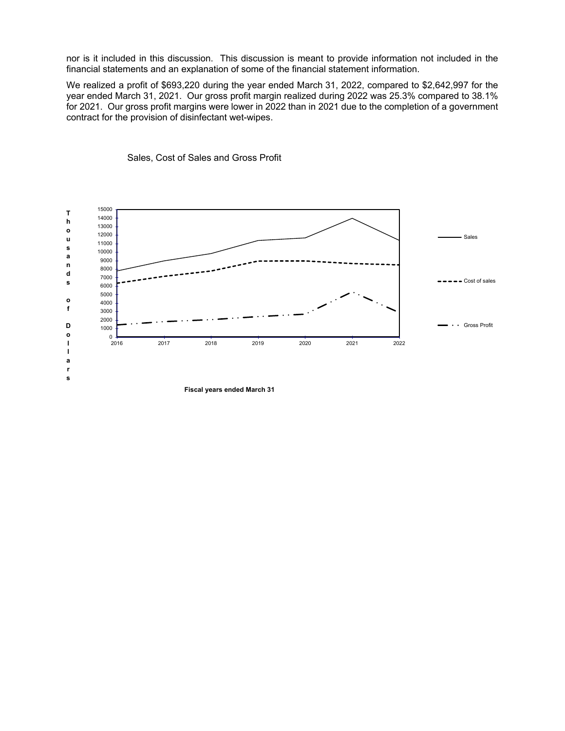nor is it included in this discussion. This discussion is meant to provide information not included in the financial statements and an explanation of some of the financial statement information.

We realized a profit of $693,220 during the year ended March 31, 2022, compared to $2,642,997 for the year ended March 31, 2021. Our gross profit margin realized during 2022 was 25.3% compared to 38.1% for 2021. Our gross profit margins were lower in 2022 than in 2021 due to the completion of a government contract for the provision of disinfectant wet-wipes.

Sales, Cost of Sales and Gross Profit

Thousands of Dollars

Sales

Cost of sales

Gross Profit

Fiscal years ended March 31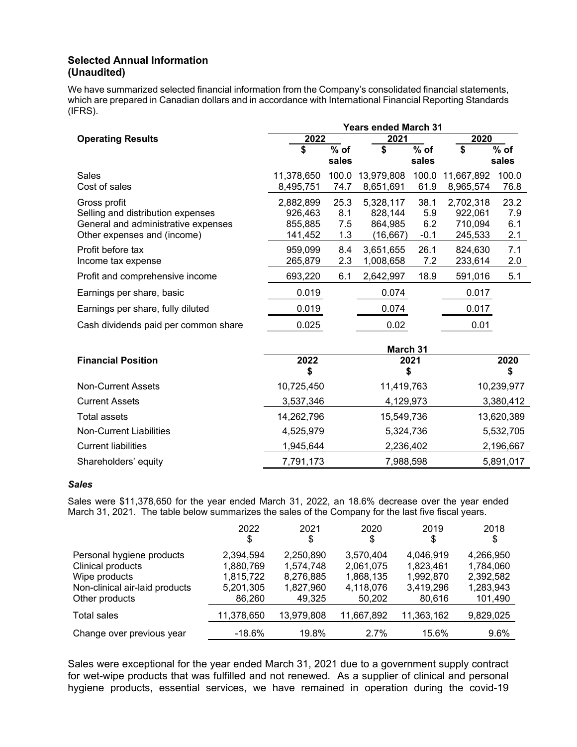### Selected Annual Information
### (Unaudited)

We have summarized selected financial information from the Company's consolidated financial statements, which are prepared in Canadian dollars and in accordance with International Financial Reporting Standards (IFRS).

| | Years ended March 31 | | | | | |
|---|---|---|---|---|---|---|
| **Operating Results** | **2022** | | **2021** | | **2020** | |
| | **$** | **% of sales** | **$** | **% of sales** | **$** | **% of sales** |
| Sales | 11,378,650 | 100.0 | 13,979,808 | 100.0 | 11,667,892 | 100.0 |
| Cost of sales | 8,495,751 | 74.7 | 8,651,691 | 61.9 | 8,965,574 | 76.8 |
| Gross profit | 2,882,899 | 25.3 | 5,328,117 | 38.1 | 2,702,318 | 23.2 |
| Selling and distribution expenses | 926,463 | 8.1 | 828,144 | 5.9 | 922,061 | 7.9 |
| General and administrative expenses | 855,885 | 7.5 | 864,985 | 6.2 | 710,094 | 6.1 |
| Other expenses and (income) | 141,452 | 1.3 | (16,667) | -0.1 | 245,533 | 2.1 |
| Profit before tax | 959,099 | 8.4 | 3,651,655 | 26.1 | 824,630 | 7.1 |
| Income tax expense | 265,879 | 2.3 | 1,008,658 | 7.2 | 233,614 | 2.0 |
| Profit and comprehensive income | 693,220 | 6.1 | 2,642,997 | 18.9 | 591,016 | 5.1 |
| Earnings per share, basic | 0.019 | | 0.074 | | 0.017 | |
| Earnings per share, fully diluted | 0.019 | | 0.074 | | 0.017 | |
| Cash dividends paid per common share | 0.025 | | 0.02 | | 0.01 | |

| | March 31 | | |
|---|---|---|---|
| **Financial Position** | **2022** **$** | **2021** **$** | **2020** **$** |
| Non-Current Assets | 10,725,450 | 11,419,763 | 10,239,977 |
| Current Assets | 3,537,346 | 4,129,973 | 3,380,412 |
| Total assets | 14,262,796 | 15,549,736 | 13,620,389 |
| Non-Current Liabilities | 4,525,979 | 5,324,736 | 5,532,705 |
| Current liabilities | 1,945,644 | 2,236,402 | 2,196,667 |
| Shareholders' equity | 7,791,173 | 7,988,598 | 5,891,017 |

#### *Sales*

Sales were $11,378,650 for the year ended March 31, 2022, an 18.6% decrease over the year ended March 31, 2021. The table below summarizes the sales of the Company for the last five fiscal years.

| | 2022 $ | 2021 $ | 2020 $ | 2019 $ | 2018 $ |
|---|---|---|---|---|---|
| Personal hygiene products | 2,394,594 | 2,250,890 | 3,570,404 | 4,046,919 | 4,266,950 |
| Clinical products | 1,880,769 | 1,574,748 | 2,061,075 | 1,823,461 | 1,784,060 |
| Wipe products | 1,815,722 | 8,276,885 | 1,868,135 | 1,992,870 | 2,392,582 |
| Non-clinical air-laid products | 5,201,305 | 1,827,960 | 4,118,076 | 3,419,296 | 1,283,943 |
| Other products | 86,260 | 49,325 | 50,202 | 80,616 | 101,490 |
| Total sales | 11,378,650 | 13,979,808 | 11,667,892 | 11,363,162 | 9,829,025 |
| Change over previous year | -18.6% | 19.8% | 2.7% | 15.6% | 9.6% |

Sales were exceptional for the year ended March 31, 2021 due to a government supply contract for wet-wipe products that was fulfilled and not renewed. As a supplier of clinical and personal hygiene products, essential services, we have remained in operation during the covid-19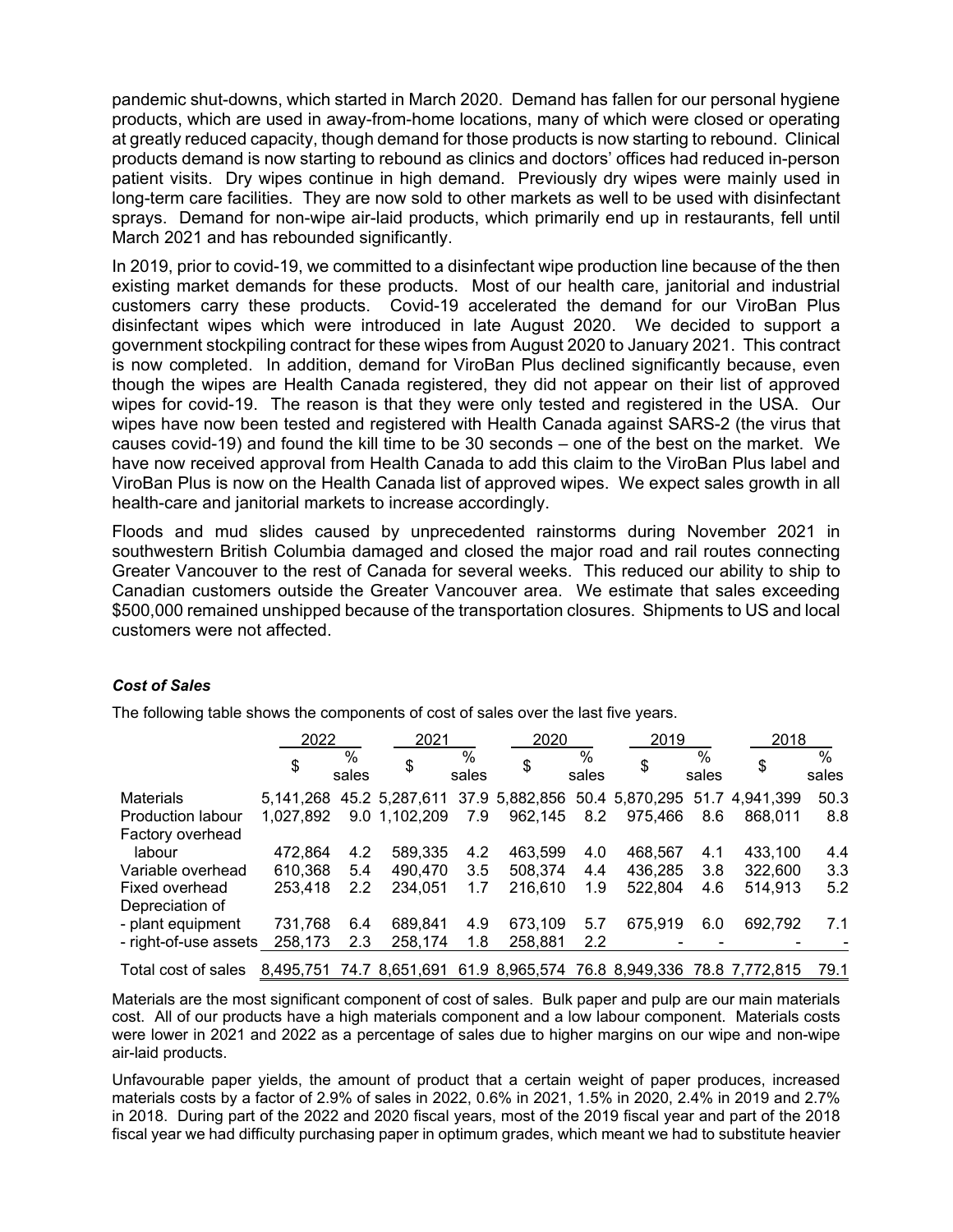pandemic shut-downs, which started in March 2020. Demand has fallen for our personal hygiene products, which are used in away-from-home locations, many of which were closed or operating at greatly reduced capacity, though demand for those products is now starting to rebound. Clinical products demand is now starting to rebound as clinics and doctors' offices had reduced in-person patient visits. Dry wipes continue in high demand. Previously dry wipes were mainly used in long-term care facilities. They are now sold to other markets as well to be used with disinfectant sprays. Demand for non-wipe air-laid products, which primarily end up in restaurants, fell until March 2021 and has rebounded significantly.

In 2019, prior to covid-19, we committed to a disinfectant wipe production line because of the then existing market demands for these products. Most of our health care, janitorial and industrial customers carry these products. Covid-19 accelerated the demand for our ViroBan Plus disinfectant wipes which were introduced in late August 2020. We decided to support a government stockpiling contract for these wipes from August 2020 to January 2021. This contract is now completed. In addition, demand for ViroBan Plus declined significantly because, even though the wipes are Health Canada registered, they did not appear on their list of approved wipes for covid-19. The reason is that they were only tested and registered in the USA. Our wipes have now been tested and registered with Health Canada against SARS-2 (the virus that causes covid-19) and found the kill time to be 30 seconds – one of the best on the market. We have now received approval from Health Canada to add this claim to the ViroBan Plus label and ViroBan Plus is now on the Health Canada list of approved wipes. We expect sales growth in all health-care and janitorial markets to increase accordingly.

Floods and mud slides caused by unprecedented rainstorms during November 2021 in southwestern British Columbia damaged and closed the major road and rail routes connecting Greater Vancouver to the rest of Canada for several weeks. This reduced our ability to ship to Canadian customers outside the Greater Vancouver area. We estimate that sales exceeding $500,000 remained unshipped because of the transportation closures. Shipments to US and local customers were not affected.

### *Cost of Sales*

The following table shows the components of cost of sales over the last five years.

| | 2022 | | 2021 | | 2020 | | 2019 | | 2018 | |
|---|---|---|---|---|---|---|---|---|---|---|
| | $ | % sales | $ | % sales | $ | % sales | $ | % sales | $ | % sales |
| Materials | 5,141,268 | 45.2 | 5,287,611 | 37.9 | 5,882,856 | 50.4 | 5,870,295 | 51.7 | 4,941,399 | 50.3 |
| Production labour | 1,027,892 | 9.0 | 1,102,209 | 7.9 | 962,145 | 8.2 | 975,466 | 8.6 | 868,011 | 8.8 |
| Factory overhead labour | 472,864 | 4.2 | 589,335 | 4.2 | 463,599 | 4.0 | 468,567 | 4.1 | 433,100 | 4.4 |
| Variable overhead | 610,368 | 5.4 | 490,470 | 3.5 | 508,374 | 4.4 | 436,285 | 3.8 | 322,600 | 3.3 |
| Fixed overhead | 253,418 | 2.2 | 234,051 | 1.7 | 216,610 | 1.9 | 522,804 | 4.6 | 514,913 | 5.2 |
| Depreciation of | | | | | | | | | | |
| - plant equipment | 731,768 | 6.4 | 689,841 | 4.9 | 673,109 | 5.7 | 675,919 | 6.0 | 692,792 | 7.1 |
| - right-of-use assets | 258,173 | 2.3 | 258,174 | 1.8 | 258,881 | 2.2 | - | - | - | - |
| Total cost of sales | 8,495,751 | 74.7 | 8,651,691 | 61.9 | 8,965,574 | 76.8 | 8,949,336 | 78.8 | 7,772,815 | 79.1 |

Materials are the most significant component of cost of sales. Bulk paper and pulp are our main materials cost. All of our products have a high materials component and a low labour component. Materials costs were lower in 2021 and 2022 as a percentage of sales due to higher margins on our wipe and non-wipe air-laid products.

Unfavourable paper yields, the amount of product that a certain weight of paper produces, increased materials costs by a factor of 2.9% of sales in 2022, 0.6% in 2021, 1.5% in 2020, 2.4% in 2019 and 2.7% in 2018. During part of the 2022 and 2020 fiscal years, most of the 2019 fiscal year and part of the 2018 fiscal year we had difficulty purchasing paper in optimum grades, which meant we had to substitute heavier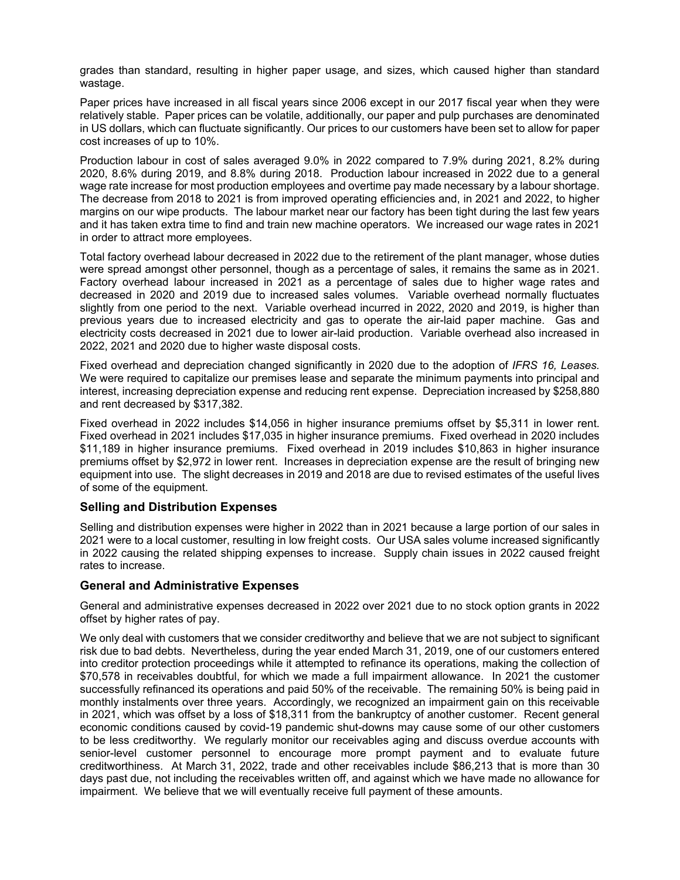grades than standard, resulting in higher paper usage, and sizes, which caused higher than standard wastage.

Paper prices have increased in all fiscal years since 2006 except in our 2017 fiscal year when they were relatively stable. Paper prices can be volatile, additionally, our paper and pulp purchases are denominated in US dollars, which can fluctuate significantly. Our prices to our customers have been set to allow for paper cost increases of up to 10%.

Production labour in cost of sales averaged 9.0% in 2022 compared to 7.9% during 2021, 8.2% during 2020, 8.6% during 2019, and 8.8% during 2018. Production labour increased in 2022 due to a general wage rate increase for most production employees and overtime pay made necessary by a labour shortage. The decrease from 2018 to 2021 is from improved operating efficiencies and, in 2021 and 2022, to higher margins on our wipe products. The labour market near our factory has been tight during the last few years and it has taken extra time to find and train new machine operators. We increased our wage rates in 2021 in order to attract more employees.

Total factory overhead labour decreased in 2022 due to the retirement of the plant manager, whose duties were spread amongst other personnel, though as a percentage of sales, it remains the same as in 2021. Factory overhead labour increased in 2021 as a percentage of sales due to higher wage rates and decreased in 2020 and 2019 due to increased sales volumes. Variable overhead normally fluctuates slightly from one period to the next. Variable overhead incurred in 2022, 2020 and 2019, is higher than previous years due to increased electricity and gas to operate the air-laid paper machine. Gas and electricity costs decreased in 2021 due to lower air-laid production. Variable overhead also increased in 2022, 2021 and 2020 due to higher waste disposal costs.

Fixed overhead and depreciation changed significantly in 2020 due to the adoption of *IFRS 16, Leases.* We were required to capitalize our premises lease and separate the minimum payments into principal and interest, increasing depreciation expense and reducing rent expense. Depreciation increased by $258,880 and rent decreased by $317,382.

Fixed overhead in 2022 includes $14,056 in higher insurance premiums offset by $5,311 in lower rent. Fixed overhead in 2021 includes $17,035 in higher insurance premiums. Fixed overhead in 2020 includes $11,189 in higher insurance premiums. Fixed overhead in 2019 includes $10,863 in higher insurance premiums offset by $2,972 in lower rent. Increases in depreciation expense are the result of bringing new equipment into use. The slight decreases in 2019 and 2018 are due to revised estimates of the useful lives of some of the equipment.

## Selling and Distribution Expenses

Selling and distribution expenses were higher in 2022 than in 2021 because a large portion of our sales in 2021 were to a local customer, resulting in low freight costs. Our USA sales volume increased significantly in 2022 causing the related shipping expenses to increase. Supply chain issues in 2022 caused freight rates to increase.

## General and Administrative Expenses

General and administrative expenses decreased in 2022 over 2021 due to no stock option grants in 2022 offset by higher rates of pay.

We only deal with customers that we consider creditworthy and believe that we are not subject to significant risk due to bad debts. Nevertheless, during the year ended March 31, 2019, one of our customers entered into creditor protection proceedings while it attempted to refinance its operations, making the collection of $70,578 in receivables doubtful, for which we made a full impairment allowance. In 2021 the customer successfully refinanced its operations and paid 50% of the receivable. The remaining 50% is being paid in monthly instalments over three years. Accordingly, we recognized an impairment gain on this receivable in 2021, which was offset by a loss of $18,311 from the bankruptcy of another customer. Recent general economic conditions caused by covid-19 pandemic shut-downs may cause some of our other customers to be less creditworthy. We regularly monitor our receivables aging and discuss overdue accounts with senior-level customer personnel to encourage more prompt payment and to evaluate future creditworthiness. At March 31, 2022, trade and other receivables include $86,213 that is more than 30 days past due, not including the receivables written off, and against which we have made no allowance for impairment. We believe that we will eventually receive full payment of these amounts.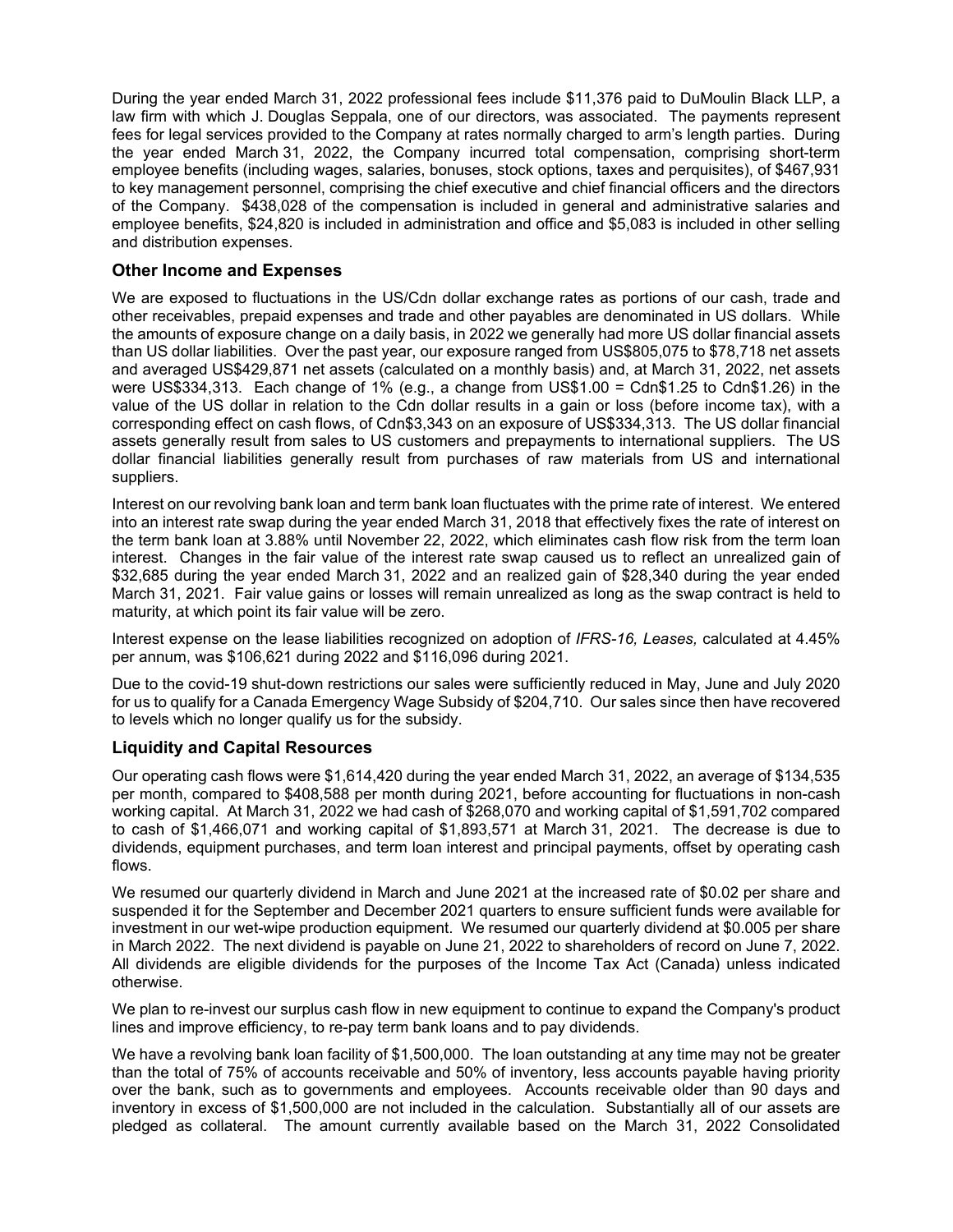During the year ended March 31, 2022 professional fees include $11,376 paid to DuMoulin Black LLP, a law firm with which J. Douglas Seppala, one of our directors, was associated. The payments represent fees for legal services provided to the Company at rates normally charged to arm's length parties. During the year ended March 31, 2022, the Company incurred total compensation, comprising short-term employee benefits (including wages, salaries, bonuses, stock options, taxes and perquisites), of $467,931 to key management personnel, comprising the chief executive and chief financial officers and the directors of the Company. $438,028 of the compensation is included in general and administrative salaries and employee benefits, $24,820 is included in administration and office and $5,083 is included in other selling and distribution expenses.

## Other Income and Expenses

We are exposed to fluctuations in the US/Cdn dollar exchange rates as portions of our cash, trade and other receivables, prepaid expenses and trade and other payables are denominated in US dollars. While the amounts of exposure change on a daily basis, in 2022 we generally had more US dollar financial assets than US dollar liabilities. Over the past year, our exposure ranged from US$805,075 to $78,718 net assets and averaged US$429,871 net assets (calculated on a monthly basis) and, at March 31, 2022, net assets were US$334,313. Each change of 1% (e.g., a change from US$1.00 = Cdn$1.25 to Cdn$1.26) in the value of the US dollar in relation to the Cdn dollar results in a gain or loss (before income tax), with a corresponding effect on cash flows, of Cdn$3,343 on an exposure of US$334,313. The US dollar financial assets generally result from sales to US customers and prepayments to international suppliers. The US dollar financial liabilities generally result from purchases of raw materials from US and international suppliers.

Interest on our revolving bank loan and term bank loan fluctuates with the prime rate of interest. We entered into an interest rate swap during the year ended March 31, 2018 that effectively fixes the rate of interest on the term bank loan at 3.88% until November 22, 2022, which eliminates cash flow risk from the term loan interest. Changes in the fair value of the interest rate swap caused us to reflect an unrealized gain of $32,685 during the year ended March 31, 2022 and an realized gain of $28,340 during the year ended March 31, 2021. Fair value gains or losses will remain unrealized as long as the swap contract is held to maturity, at which point its fair value will be zero.

Interest expense on the lease liabilities recognized on adoption of *IFRS-16, Leases,* calculated at 4.45% per annum, was $106,621 during 2022 and $116,096 during 2021.

Due to the covid-19 shut-down restrictions our sales were sufficiently reduced in May, June and July 2020 for us to qualify for a Canada Emergency Wage Subsidy of $204,710. Our sales since then have recovered to levels which no longer qualify us for the subsidy.

## Liquidity and Capital Resources

Our operating cash flows were $1,614,420 during the year ended March 31, 2022, an average of $134,535 per month, compared to $408,588 per month during 2021, before accounting for fluctuations in non-cash working capital. At March 31, 2022 we had cash of $268,070 and working capital of $1,591,702 compared to cash of $1,466,071 and working capital of $1,893,571 at March 31, 2021. The decrease is due to dividends, equipment purchases, and term loan interest and principal payments, offset by operating cash flows.

We resumed our quarterly dividend in March and June 2021 at the increased rate of $0.02 per share and suspended it for the September and December 2021 quarters to ensure sufficient funds were available for investment in our wet-wipe production equipment. We resumed our quarterly dividend at $0.005 per share in March 2022. The next dividend is payable on June 21, 2022 to shareholders of record on June 7, 2022. All dividends are eligible dividends for the purposes of the Income Tax Act (Canada) unless indicated otherwise.

We plan to re-invest our surplus cash flow in new equipment to continue to expand the Company's product lines and improve efficiency, to re-pay term bank loans and to pay dividends.

We have a revolving bank loan facility of $1,500,000. The loan outstanding at any time may not be greater than the total of 75% of accounts receivable and 50% of inventory, less accounts payable having priority over the bank, such as to governments and employees. Accounts receivable older than 90 days and inventory in excess of $1,500,000 are not included in the calculation. Substantially all of our assets are pledged as collateral. The amount currently available based on the March 31, 2022 Consolidated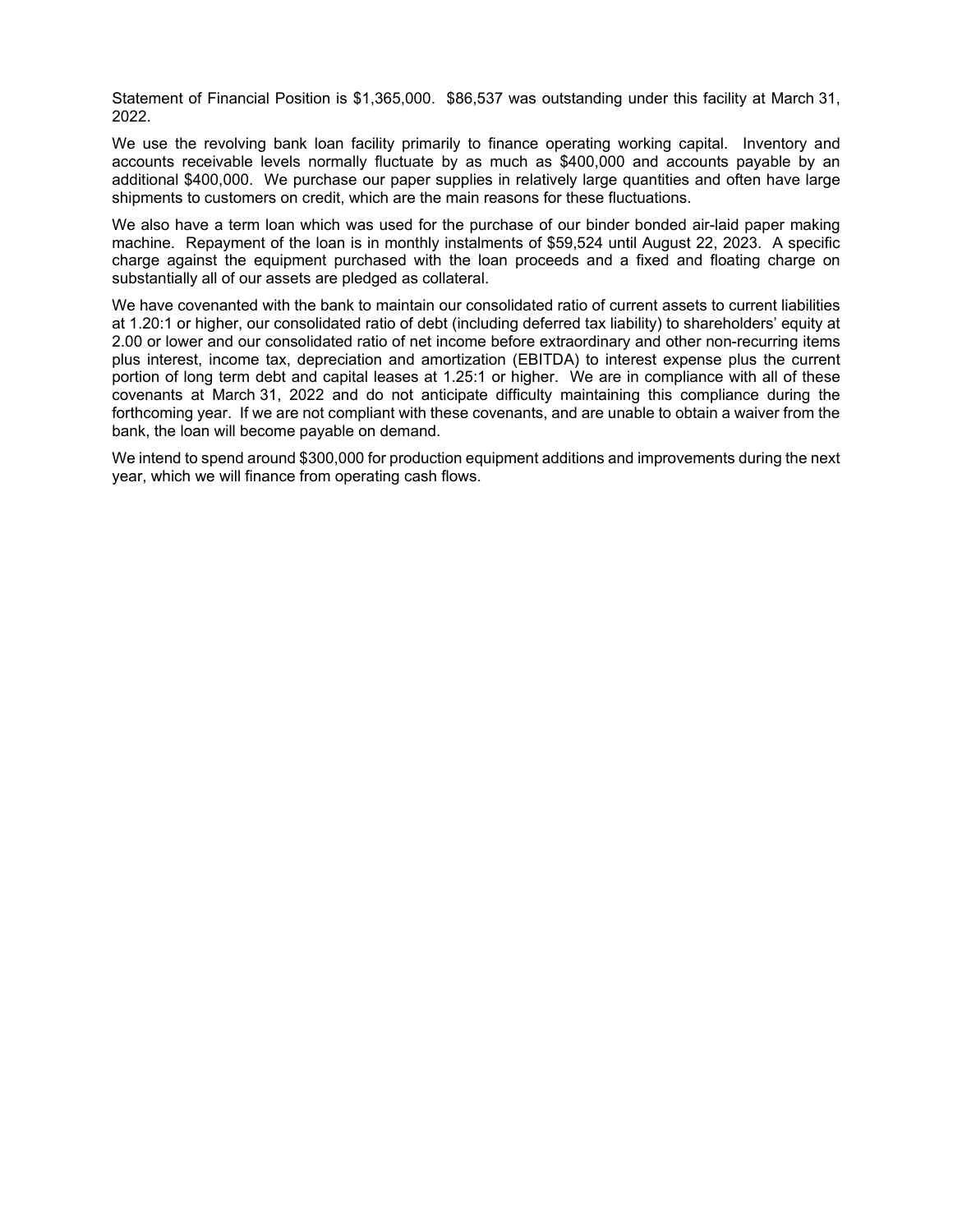Statement of Financial Position is $1,365,000. $86,537 was outstanding under this facility at March 31, 2022.

We use the revolving bank loan facility primarily to finance operating working capital. Inventory and accounts receivable levels normally fluctuate by as much as $400,000 and accounts payable by an additional $400,000. We purchase our paper supplies in relatively large quantities and often have large shipments to customers on credit, which are the main reasons for these fluctuations.

We also have a term loan which was used for the purchase of our binder bonded air-laid paper making machine. Repayment of the loan is in monthly instalments of $59,524 until August 22, 2023. A specific charge against the equipment purchased with the loan proceeds and a fixed and floating charge on substantially all of our assets are pledged as collateral.

We have covenanted with the bank to maintain our consolidated ratio of current assets to current liabilities at 1.20:1 or higher, our consolidated ratio of debt (including deferred tax liability) to shareholders' equity at 2.00 or lower and our consolidated ratio of net income before extraordinary and other non-recurring items plus interest, income tax, depreciation and amortization (EBITDA) to interest expense plus the current portion of long term debt and capital leases at 1.25:1 or higher. We are in compliance with all of these covenants at March 31, 2022 and do not anticipate difficulty maintaining this compliance during the forthcoming year. If we are not compliant with these covenants, and are unable to obtain a waiver from the bank, the loan will become payable on demand.

We intend to spend around $300,000 for production equipment additions and improvements during the next year, which we will finance from operating cash flows.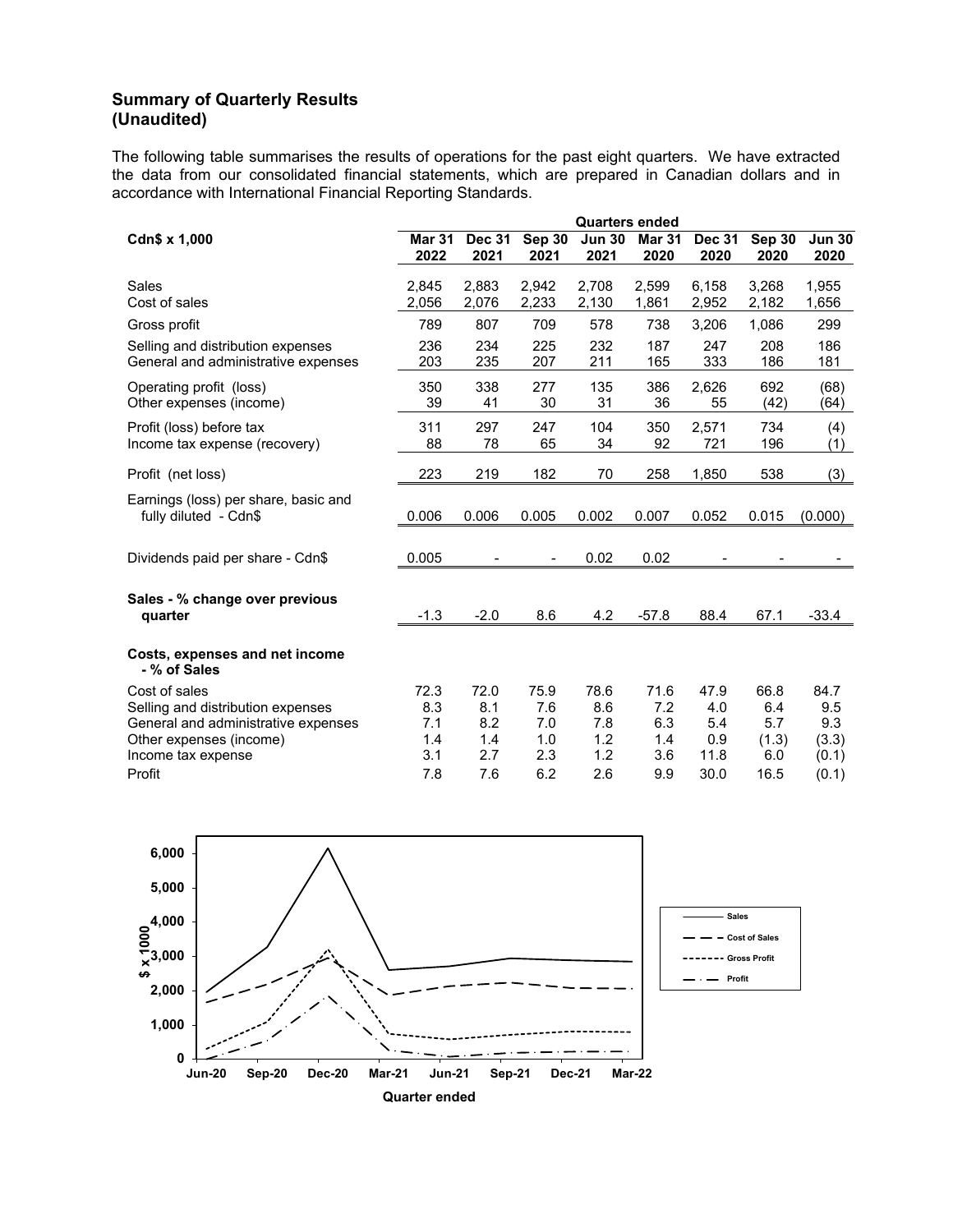## Summary of Quarterly Results
## (Unaudited)

The following table summarises the results of operations for the past eight quarters. We have extracted the data from our consolidated financial statements, which are prepared in Canadian dollars and in accordance with International Financial Reporting Standards.

| Cdn$ x 1,000 | Quarters ended | | | | | | | |
|---|---|---|---|---|---|---|---|---|
| | Mar 31 2022 | Dec 31 2021 | Sep 30 2021 | Jun 30 2021 | Mar 31 2020 | Dec 31 2020 | Sep 30 2020 | Jun 30 2020 |
| Sales | 2,845 | 2,883 | 2,942 | 2,708 | 2,599 | 6,158 | 3,268 | 1,955 |
| Cost of sales | 2,056 | 2,076 | 2,233 | 2,130 | 1,861 | 2,952 | 2,182 | 1,656 |
| Gross profit | 789 | 807 | 709 | 578 | 738 | 3,206 | 1,086 | 299 |
| Selling and distribution expenses | 236 | 234 | 225 | 232 | 187 | 247 | 208 | 186 |
| General and administrative expenses | 203 | 235 | 207 | 211 | 165 | 333 | 186 | 181 |
| Operating profit (loss) | 350 | 338 | 277 | 135 | 386 | 2,626 | 692 | (68) |
| Other expenses (income) | 39 | 41 | 30 | 31 | 36 | 55 | (42) | (64) |
| Profit (loss) before tax | 311 | 297 | 247 | 104 | 350 | 2,571 | 734 | (4) |
| Income tax expense (recovery) | 88 | 78 | 65 | 34 | 92 | 721 | 196 | (1) |
| Profit (net loss) | 223 | 219 | 182 | 70 | 258 | 1,850 | 538 | (3) |
| Earnings (loss) per share, basic and fully diluted - Cdn$ | 0.006 | 0.006 | 0.005 | 0.002 | 0.007 | 0.052 | 0.015 | (0.000) |
| Dividends paid per share - Cdn$ | 0.005 | - | - | 0.02 | 0.02 | - | - | - |
| **Sales - % change over previous quarter** | -1.3 | -2.0 | 8.6 | 4.2 | -57.8 | 88.4 | 67.1 | -33.4 |
| **Costs, expenses and net income - % of Sales** | | | | | | | | |
| Cost of sales | 72.3 | 72.0 | 75.9 | 78.6 | 71.6 | 47.9 | 66.8 | 84.7 |
| Selling and distribution expenses | 8.3 | 8.1 | 7.6 | 8.6 | 7.2 | 4.0 | 6.4 | 9.5 |
| General and administrative expenses | 7.1 | 8.2 | 7.0 | 7.8 | 6.3 | 5.4 | 5.7 | 9.3 |
| Other expenses (income) | 1.4 | 1.4 | 1.0 | 1.2 | 1.4 | 0.9 | (1.3) | (3.3) |
| Income tax expense | 3.1 | 2.7 | 2.3 | 1.2 | 3.6 | 11.8 | 6.0 | (0.1) |
| Profit | 7.8 | 7.6 | 6.2 | 2.6 | 9.9 | 30.0 | 16.5 | (0.1) |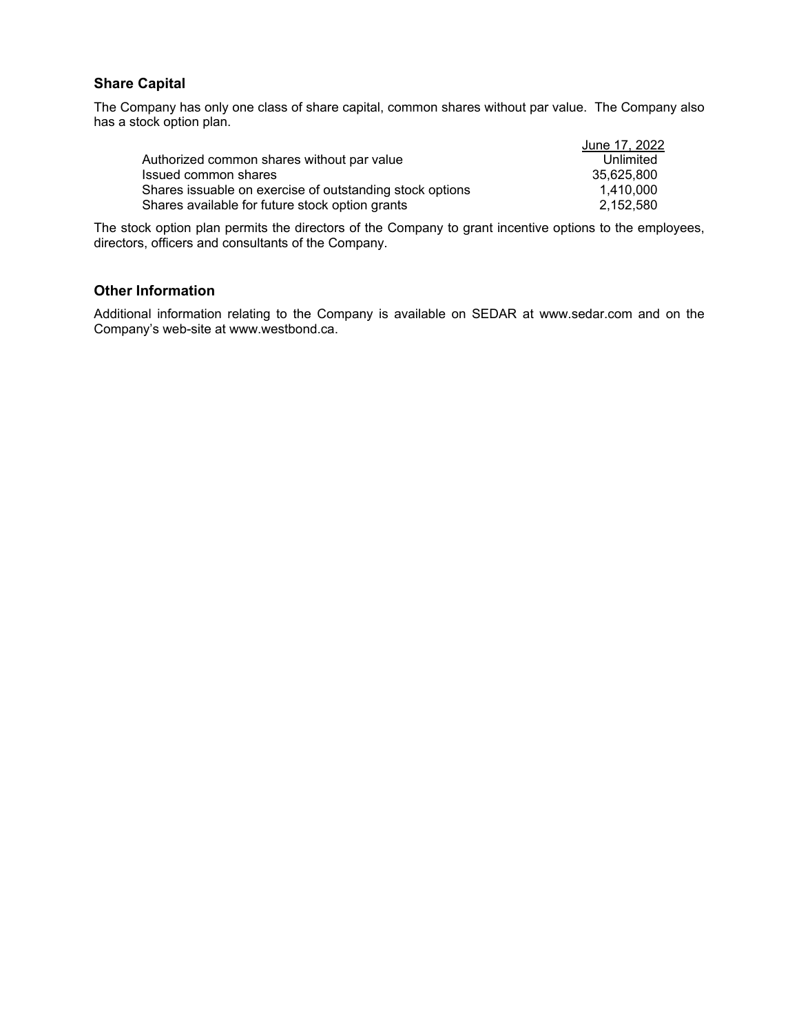## Share Capital

The Company has only one class of share capital, common shares without par value. The Company also has a stock option plan.

| | June 17, 2022 |
|---|---|
| Authorized common shares without par value | Unlimited |
| Issued common shares | 35,625,800 |
| Shares issuable on exercise of outstanding stock options | 1,410,000 |
| Shares available for future stock option grants | 2,152,580 |

The stock option plan permits the directors of the Company to grant incentive options to the employees, directors, officers and consultants of the Company.

## Other Information

Additional information relating to the Company is available on SEDAR at www.sedar.com and on the Company's web-site at www.westbond.ca.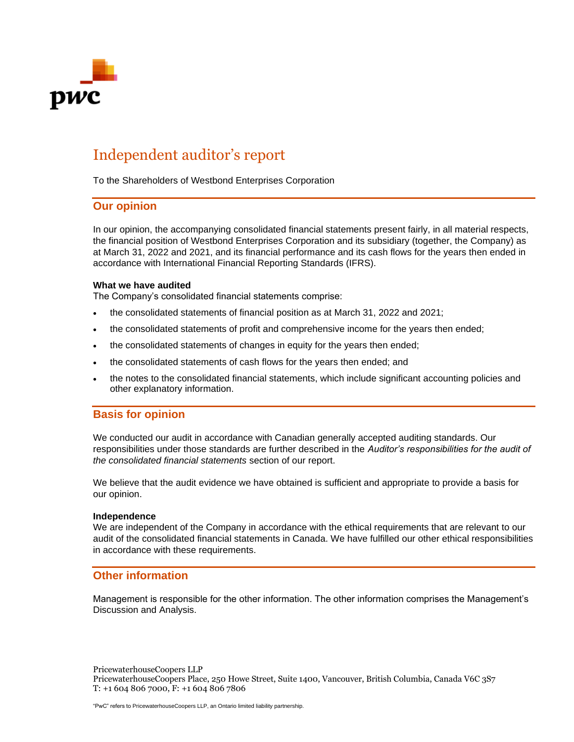# Independent auditor's report

To the Shareholders of Westbond Enterprises Corporation

## Our opinion

In our opinion, the accompanying consolidated financial statements present fairly, in all material respects, the financial position of Westbond Enterprises Corporation and its subsidiary (together, the Company) as at March 31, 2022 and 2021, and its financial performance and its cash flows for the years then ended in accordance with International Financial Reporting Standards (IFRS).

**What we have audited**
The Company's consolidated financial statements comprise:

- the consolidated statements of financial position as at March 31, 2022 and 2021;
- the consolidated statements of profit and comprehensive income for the years then ended;
- the consolidated statements of changes in equity for the years then ended;
- the consolidated statements of cash flows for the years then ended; and
- the notes to the consolidated financial statements, which include significant accounting policies and other explanatory information.

## Basis for opinion

We conducted our audit in accordance with Canadian generally accepted auditing standards. Our responsibilities under those standards are further described in the *Auditor's responsibilities for the audit of the consolidated financial statements* section of our report.

We believe that the audit evidence we have obtained is sufficient and appropriate to provide a basis for our opinion.

**Independence**
We are independent of the Company in accordance with the ethical requirements that are relevant to our audit of the consolidated financial statements in Canada. We have fulfilled our other ethical responsibilities in accordance with these requirements.

## Other information

Management is responsible for the other information. The other information comprises the Management's Discussion and Analysis.

PricewaterhouseCoopers LLP
PricewaterhouseCoopers Place, 250 Howe Street, Suite 1400, Vancouver, British Columbia, Canada V6C 3S7
T: +1 604 806 7000, F: +1 604 806 7806

"PwC" refers to PricewaterhouseCoopers LLP, an Ontario limited liability partnership.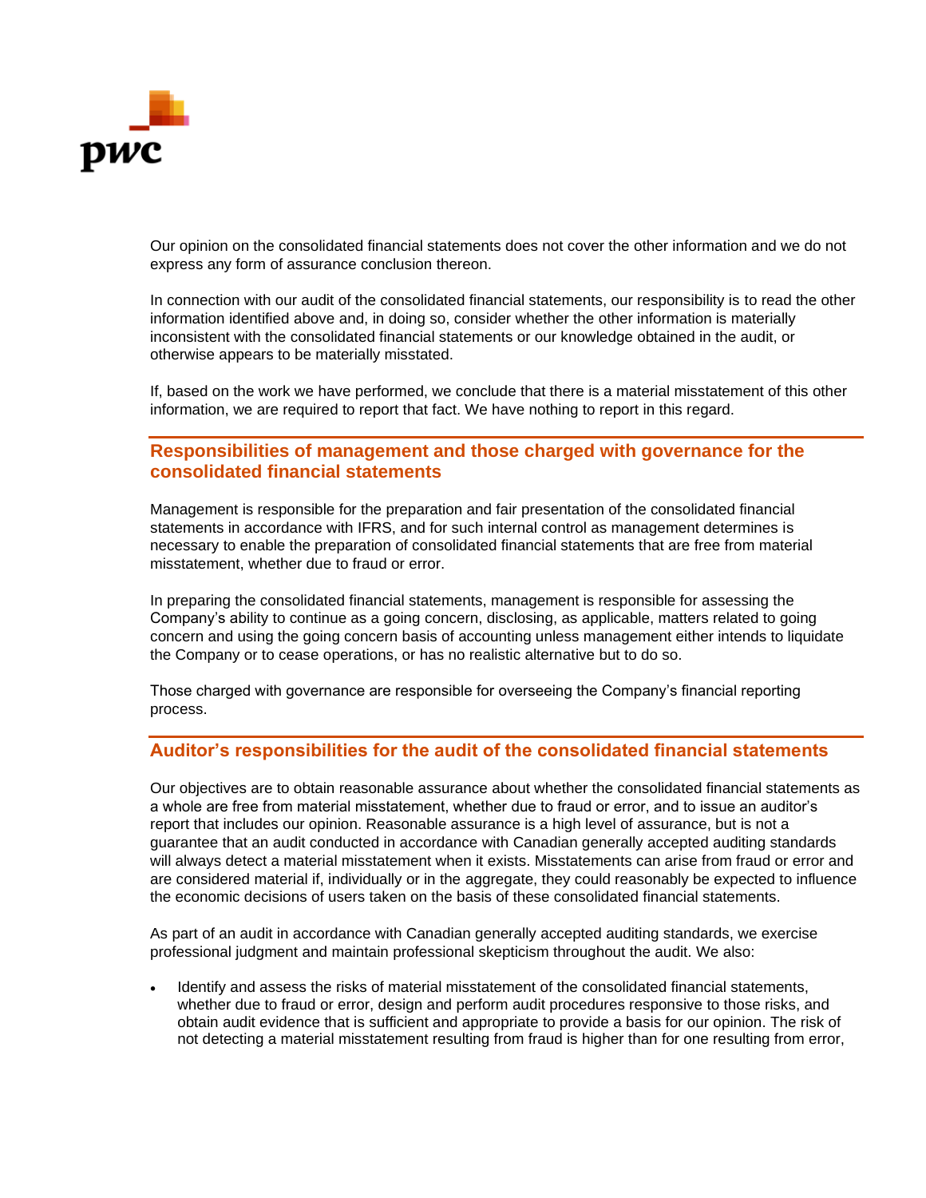Our opinion on the consolidated financial statements does not cover the other information and we do not express any form of assurance conclusion thereon.

In connection with our audit of the consolidated financial statements, our responsibility is to read the other information identified above and, in doing so, consider whether the other information is materially inconsistent with the consolidated financial statements or our knowledge obtained in the audit, or otherwise appears to be materially misstated.

If, based on the work we have performed, we conclude that there is a material misstatement of this other information, we are required to report that fact. We have nothing to report in this regard.

## Responsibilities of management and those charged with governance for the consolidated financial statements

Management is responsible for the preparation and fair presentation of the consolidated financial statements in accordance with IFRS, and for such internal control as management determines is necessary to enable the preparation of consolidated financial statements that are free from material misstatement, whether due to fraud or error.

In preparing the consolidated financial statements, management is responsible for assessing the Company's ability to continue as a going concern, disclosing, as applicable, matters related to going concern and using the going concern basis of accounting unless management either intends to liquidate the Company or to cease operations, or has no realistic alternative but to do so.

Those charged with governance are responsible for overseeing the Company's financial reporting process.

## Auditor's responsibilities for the audit of the consolidated financial statements

Our objectives are to obtain reasonable assurance about whether the consolidated financial statements as a whole are free from material misstatement, whether due to fraud or error, and to issue an auditor's report that includes our opinion. Reasonable assurance is a high level of assurance, but is not a guarantee that an audit conducted in accordance with Canadian generally accepted auditing standards will always detect a material misstatement when it exists. Misstatements can arise from fraud or error and are considered material if, individually or in the aggregate, they could reasonably be expected to influence the economic decisions of users taken on the basis of these consolidated financial statements.

As part of an audit in accordance with Canadian generally accepted auditing standards, we exercise professional judgment and maintain professional skepticism throughout the audit. We also:

- Identify and assess the risks of material misstatement of the consolidated financial statements, whether due to fraud or error, design and perform audit procedures responsive to those risks, and obtain audit evidence that is sufficient and appropriate to provide a basis for our opinion. The risk of not detecting a material misstatement resulting from fraud is higher than for one resulting from error,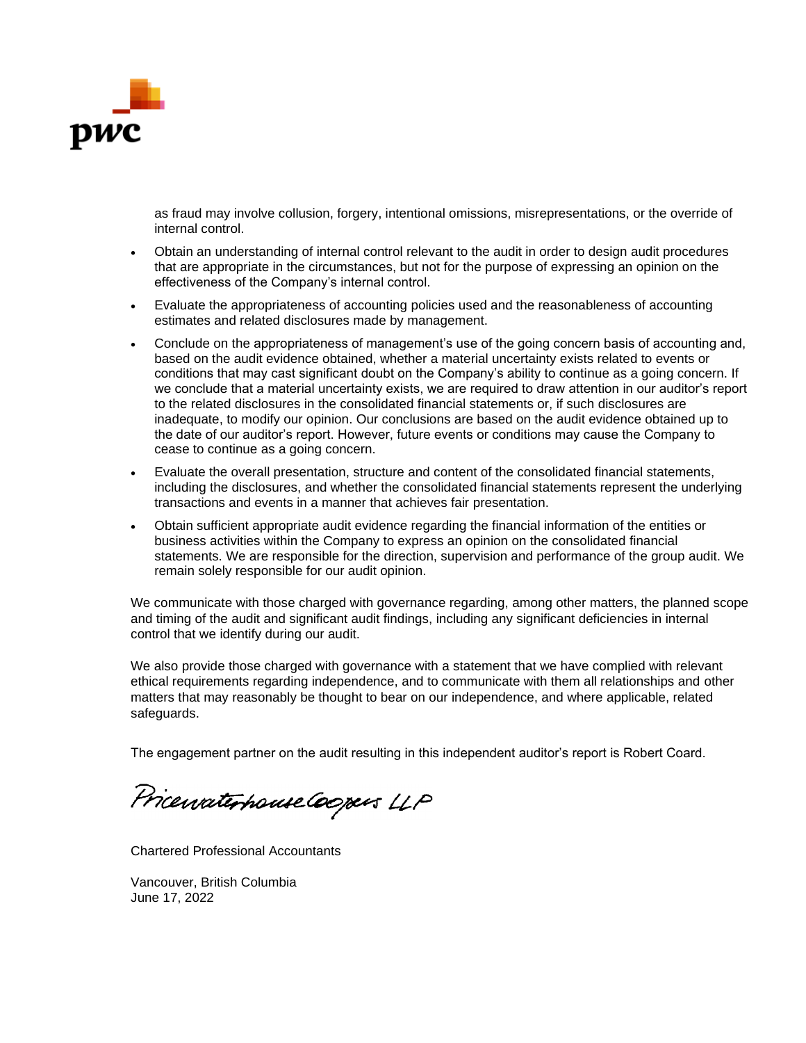as fraud may involve collusion, forgery, intentional omissions, misrepresentations, or the override of internal control.

- Obtain an understanding of internal control relevant to the audit in order to design audit procedures that are appropriate in the circumstances, but not for the purpose of expressing an opinion on the effectiveness of the Company's internal control.
- Evaluate the appropriateness of accounting policies used and the reasonableness of accounting estimates and related disclosures made by management.
- Conclude on the appropriateness of management's use of the going concern basis of accounting and, based on the audit evidence obtained, whether a material uncertainty exists related to events or conditions that may cast significant doubt on the Company's ability to continue as a going concern. If we conclude that a material uncertainty exists, we are required to draw attention in our auditor's report to the related disclosures in the consolidated financial statements or, if such disclosures are inadequate, to modify our opinion. Our conclusions are based on the audit evidence obtained up to the date of our auditor's report. However, future events or conditions may cause the Company to cease to continue as a going concern.
- Evaluate the overall presentation, structure and content of the consolidated financial statements, including the disclosures, and whether the consolidated financial statements represent the underlying transactions and events in a manner that achieves fair presentation.
- Obtain sufficient appropriate audit evidence regarding the financial information of the entities or business activities within the Company to express an opinion on the consolidated financial statements. We are responsible for the direction, supervision and performance of the group audit. We remain solely responsible for our audit opinion.

We communicate with those charged with governance regarding, among other matters, the planned scope and timing of the audit and significant audit findings, including any significant deficiencies in internal control that we identify during our audit.

We also provide those charged with governance with a statement that we have complied with relevant ethical requirements regarding independence, and to communicate with them all relationships and other matters that may reasonably be thought to bear on our independence, and where applicable, related safeguards.

The engagement partner on the audit resulting in this independent auditor's report is Robert Coard.

PricewaterhouseCoopers LLP

Chartered Professional Accountants

Vancouver, British Columbia
June 17, 2022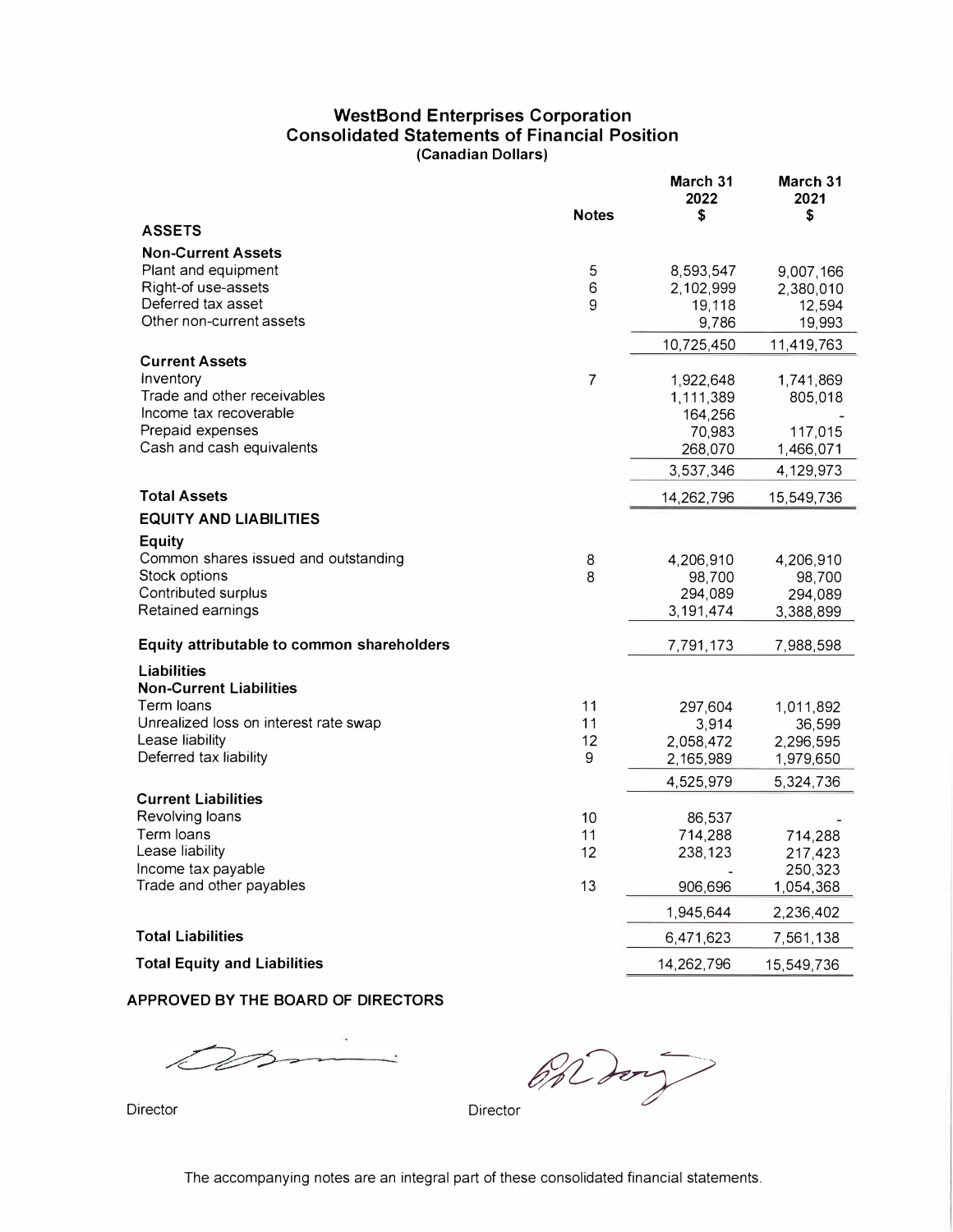# WestBond Enterprises Corporation
## Consolidated Statements of Financial Position
**(Canadian Dollars)**

| | Notes | March 31 2022 $ | March 31 2021 $ |
|---|---|---|---|
| **ASSETS** | | | |
| **Non-Current Assets** | | | |
| Plant and equipment | 5 | 8,593,547 | 9,007,166 |
| Right-of use-assets | 6 | 2,102,999 | 2,380,010 |
| Deferred tax asset | 9 | 19,118 | 12,594 |
| Other non-current assets | | 9,786 | 19,993 |
| | | 10,725,450 | 11,419,763 |
| **Current Assets** | | | |
| Inventory | 7 | 1,922,648 | 1,741,869 |
| Trade and other receivables | | 1,111,389 | 805,018 |
| Income tax recoverable | | 164,256 | - |
| Prepaid expenses | | 70,983 | 117,015 |
| Cash and cash equivalents | | 268,070 | 1,466,071 |
| | | 3,537,346 | 4,129,973 |
| **Total Assets** | | 14,262,796 | 15,549,736 |
| **EQUITY AND LIABILITIES** | | | |
| **Equity** | | | |
| Common shares issued and outstanding | 8 | 4,206,910 | 4,206,910 |
| Stock options | 8 | 98,700 | 98,700 |
| Contributed surplus | | 294,089 | 294,089 |
| Retained earnings | | 3,191,474 | 3,388,899 |
| **Equity attributable to common shareholders** | | 7,791,173 | 7,988,598 |
| **Liabilities** | | | |
| **Non-Current Liabilities** | | | |
| Term loans | 11 | 297,604 | 1,011,892 |
| Unrealized loss on interest rate swap | 11 | 3,914 | 36,599 |
| Lease liability | 12 | 2,058,472 | 2,296,595 |
| Deferred tax liability | 9 | 2,165,989 | 1,979,650 |
| | | 4,525,979 | 5,324,736 |
| **Current Liabilities** | | | |
| Revolving loans | 10 | 86,537 | - |
| Term loans | 11 | 714,288 | 714,288 |
| Lease liability | 12 | 238,123 | 217,423 |
| Income tax payable | | - | 250,323 |
| Trade and other payables | 13 | 906,696 | 1,054,368 |
| | | 1,945,644 | 2,236,402 |
| **Total Liabilities** | | 6,471,623 | 7,561,138 |
| **Total Equity and Liabilities** | | 14,262,796 | 15,549,736 |

**APPROVED BY THE BOARD OF DIRECTORS**

Director

Director

The accompanying notes are an integral part of these consolidated financial statements.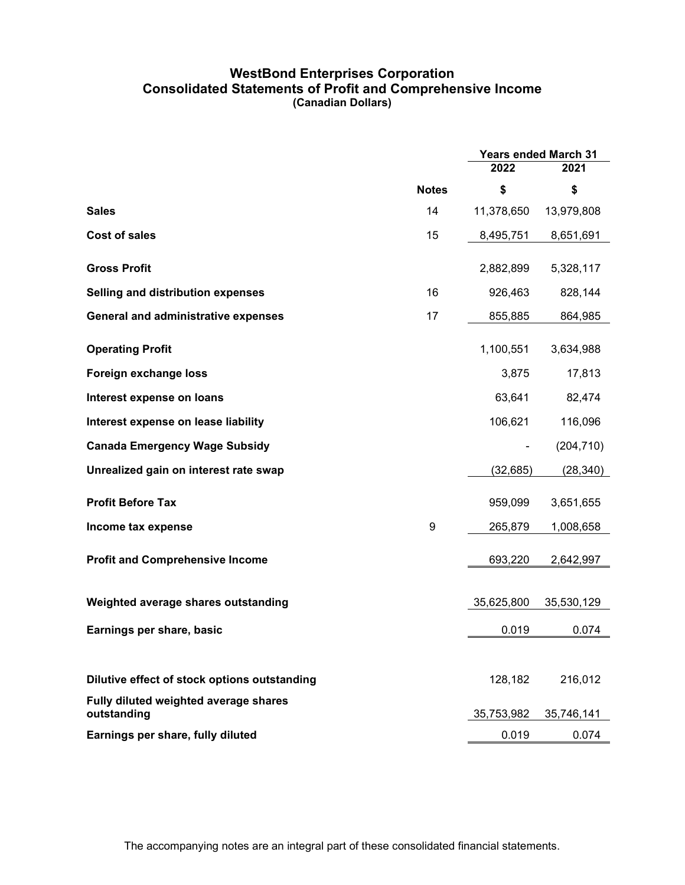# WestBond Enterprises Corporation
## Consolidated Statements of Profit and Comprehensive Income
**(Canadian Dollars)**

| | | Years ended March 31 | |
|---|---|---|---|
| | | 2022 | 2021 |
| | **Notes** | **$** | **$** |
| **Sales** | 14 | 11,378,650 | 13,979,808 |
| **Cost of sales** | 15 | 8,495,751 | 8,651,691 |
| **Gross Profit** | | 2,882,899 | 5,328,117 |
| **Selling and distribution expenses** | 16 | 926,463 | 828,144 |
| **General and administrative expenses** | 17 | 855,885 | 864,985 |
| **Operating Profit** | | 1,100,551 | 3,634,988 |
| **Foreign exchange loss** | | 3,875 | 17,813 |
| **Interest expense on loans** | | 63,641 | 82,474 |
| **Interest expense on lease liability** | | 106,621 | 116,096 |
| **Canada Emergency Wage Subsidy** | | - | (204,710) |
| **Unrealized gain on interest rate swap** | | (32,685) | (28,340) |
| **Profit Before Tax** | | 959,099 | 3,651,655 |
| **Income tax expense** | 9 | 265,879 | 1,008,658 |
| **Profit and Comprehensive Income** | | 693,220 | 2,642,997 |
| **Weighted average shares outstanding** | | 35,625,800 | 35,530,129 |
| **Earnings per share, basic** | | 0.019 | 0.074 |
| **Dilutive effect of stock options outstanding** | | 128,182 | 216,012 |
| **Fully diluted weighted average shares outstanding** | | 35,753,982 | 35,746,141 |
| **Earnings per share, fully diluted** | | 0.019 | 0.074 |

The accompanying notes are an integral part of these consolidated financial statements.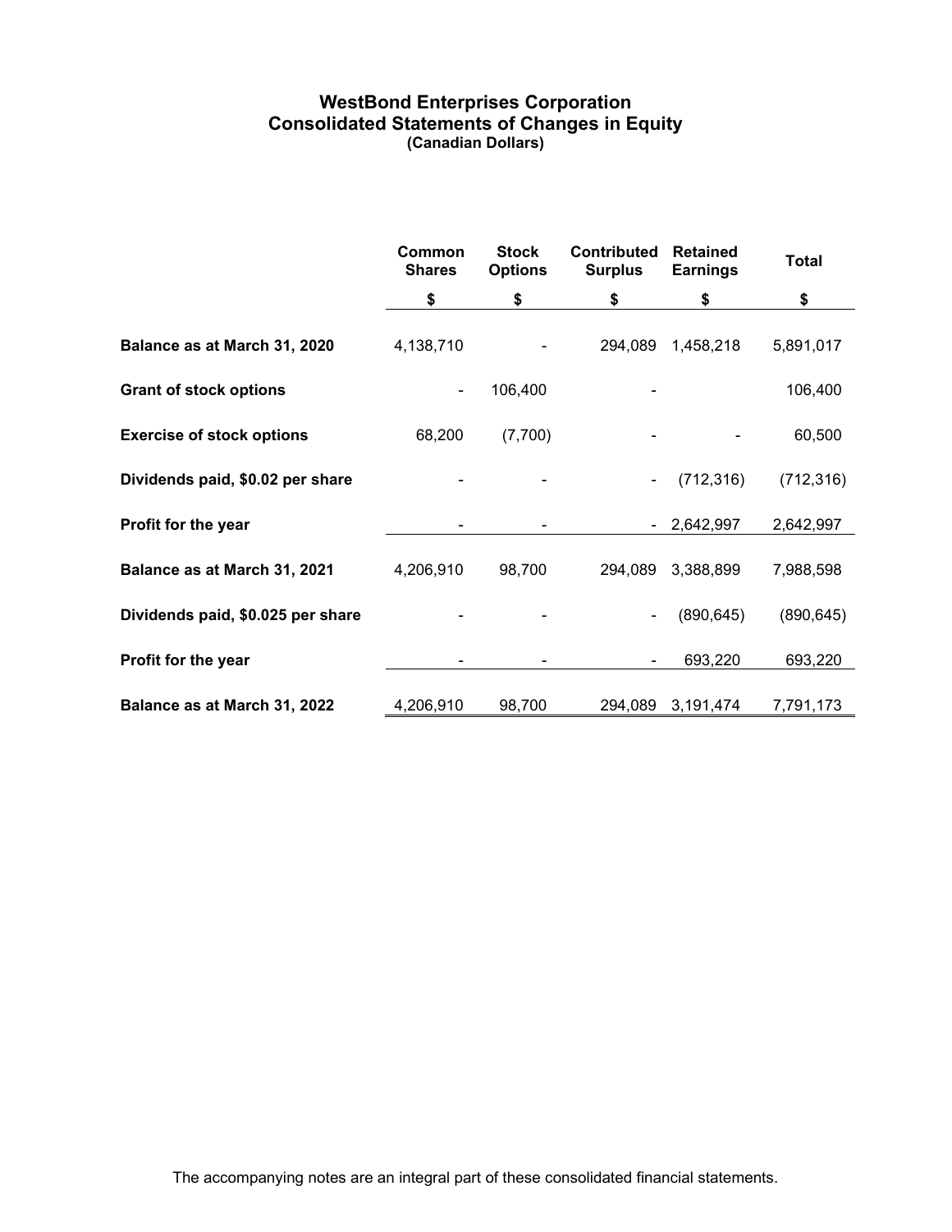# WestBond Enterprises Corporation
## Consolidated Statements of Changes in Equity
**(Canadian Dollars)**

| | Common Shares | Stock Options | Contributed Surplus | Retained Earnings | Total |
|---|---|---|---|---|---|
| | $ | $ | $ | $ | $ |
| **Balance as at March 31, 2020** | 4,138,710 | - | 294,089 | 1,458,218 | 5,891,017 |
| **Grant of stock options** | - | 106,400 | - | | 106,400 |
| **Exercise of stock options** | 68,200 | (7,700) | - | - | 60,500 |
| **Dividends paid, $0.02 per share** | - | - | - | (712,316) | (712,316) |
| **Profit for the year** | - | - | - | 2,642,997 | 2,642,997 |
| **Balance as at March 31, 2021** | 4,206,910 | 98,700 | 294,089 | 3,388,899 | 7,988,598 |
| **Dividends paid, $0.025 per share** | - | - | - | (890,645) | (890,645) |
| **Profit for the year** | - | - | - | 693,220 | 693,220 |
| **Balance as at March 31, 2022** | 4,206,910 | 98,700 | 294,089 | 3,191,474 | 7,791,173 |

The accompanying notes are an integral part of these consolidated financial statements.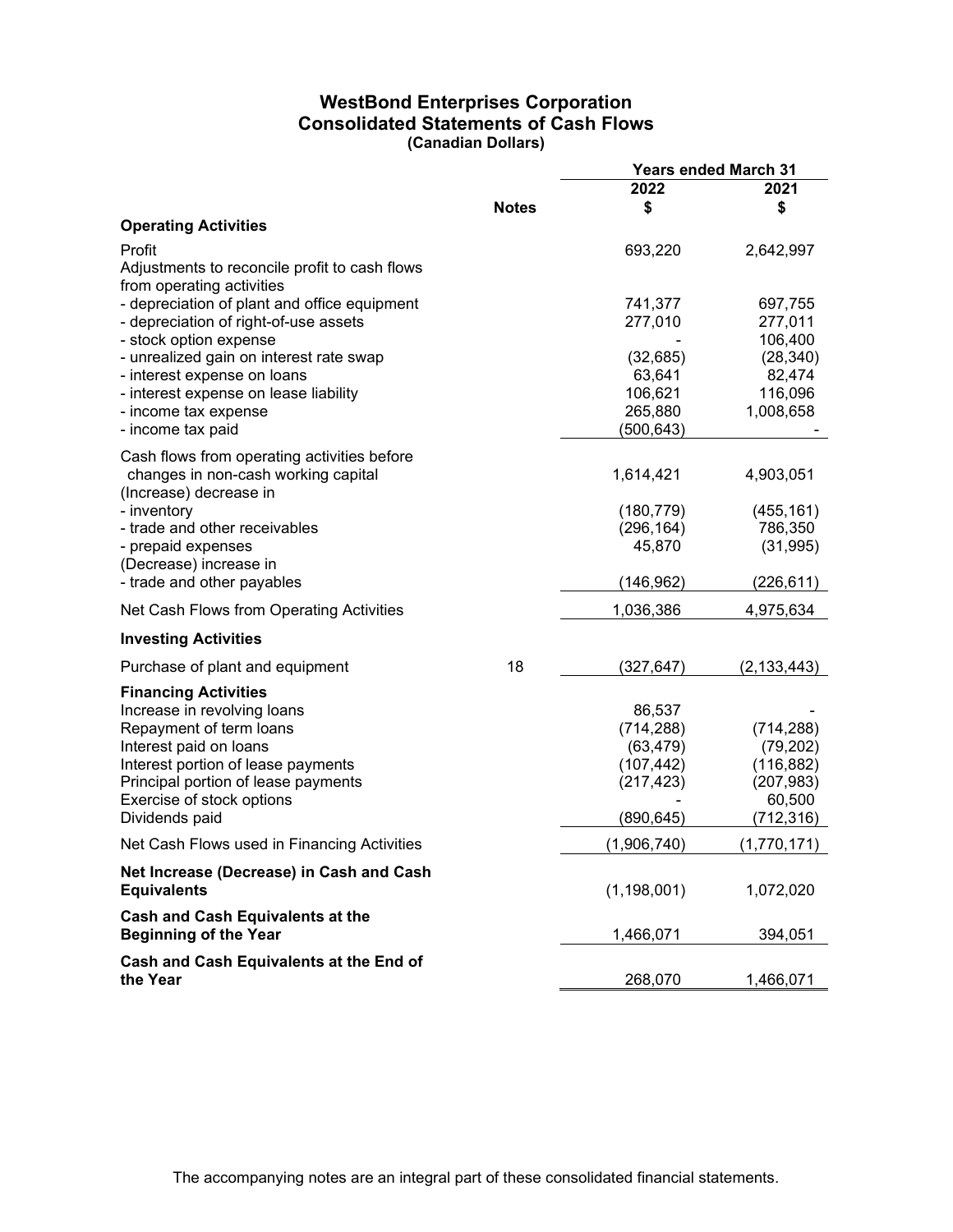# WestBond Enterprises Corporation
## Consolidated Statements of Cash Flows
### (Canadian Dollars)

| | Notes | Years ended March 31 2022 $ | 2021 $ |
|---|---|---|---|
| **Operating Activities** | | | |
| Profit | | 693,220 | 2,642,997 |
| Adjustments to reconcile profit to cash flows from operating activities | | | |
| - depreciation of plant and office equipment | | 741,377 | 697,755 |
| - depreciation of right-of-use assets | | 277,010 | 277,011 |
| - stock option expense | | - | 106,400 |
| - unrealized gain on interest rate swap | | (32,685) | (28,340) |
| - interest expense on loans | | 63,641 | 82,474 |
| - interest expense on lease liability | | 106,621 | 116,096 |
| - income tax expense | | 265,880 | 1,008,658 |
| - income tax paid | | (500,643) | - |
| Cash flows from operating activities before changes in non-cash working capital | | 1,614,421 | 4,903,051 |
| (Increase) decrease in | | | |
| - inventory | | (180,779) | (455,161) |
| - trade and other receivables | | (296,164) | 786,350 |
| - prepaid expenses | | 45,870 | (31,995) |
| (Decrease) increase in | | | |
| - trade and other payables | | (146,962) | (226,611) |
| Net Cash Flows from Operating Activities | | 1,036,386 | 4,975,634 |
| **Investing Activities** | | | |
| Purchase of plant and equipment | 18 | (327,647) | (2,133,443) |
| **Financing Activities** | | | |
| Increase in revolving loans | | 86,537 | - |
| Repayment of term loans | | (714,288) | (714,288) |
| Interest paid on loans | | (63,479) | (79,202) |
| Interest portion of lease payments | | (107,442) | (116,882) |
| Principal portion of lease payments | | (217,423) | (207,983) |
| Exercise of stock options | | - | 60,500 |
| Dividends paid | | (890,645) | (712,316) |
| Net Cash Flows used in Financing Activities | | (1,906,740) | (1,770,171) |
| **Net Increase (Decrease) in Cash and Cash Equivalents** | | (1,198,001) | 1,072,020 |
| **Cash and Cash Equivalents at the Beginning of the Year** | | 1,466,071 | 394,051 |
| **Cash and Cash Equivalents at the End of the Year** | | 268,070 | 1,466,071 |

The accompanying notes are an integral part of these consolidated financial statements.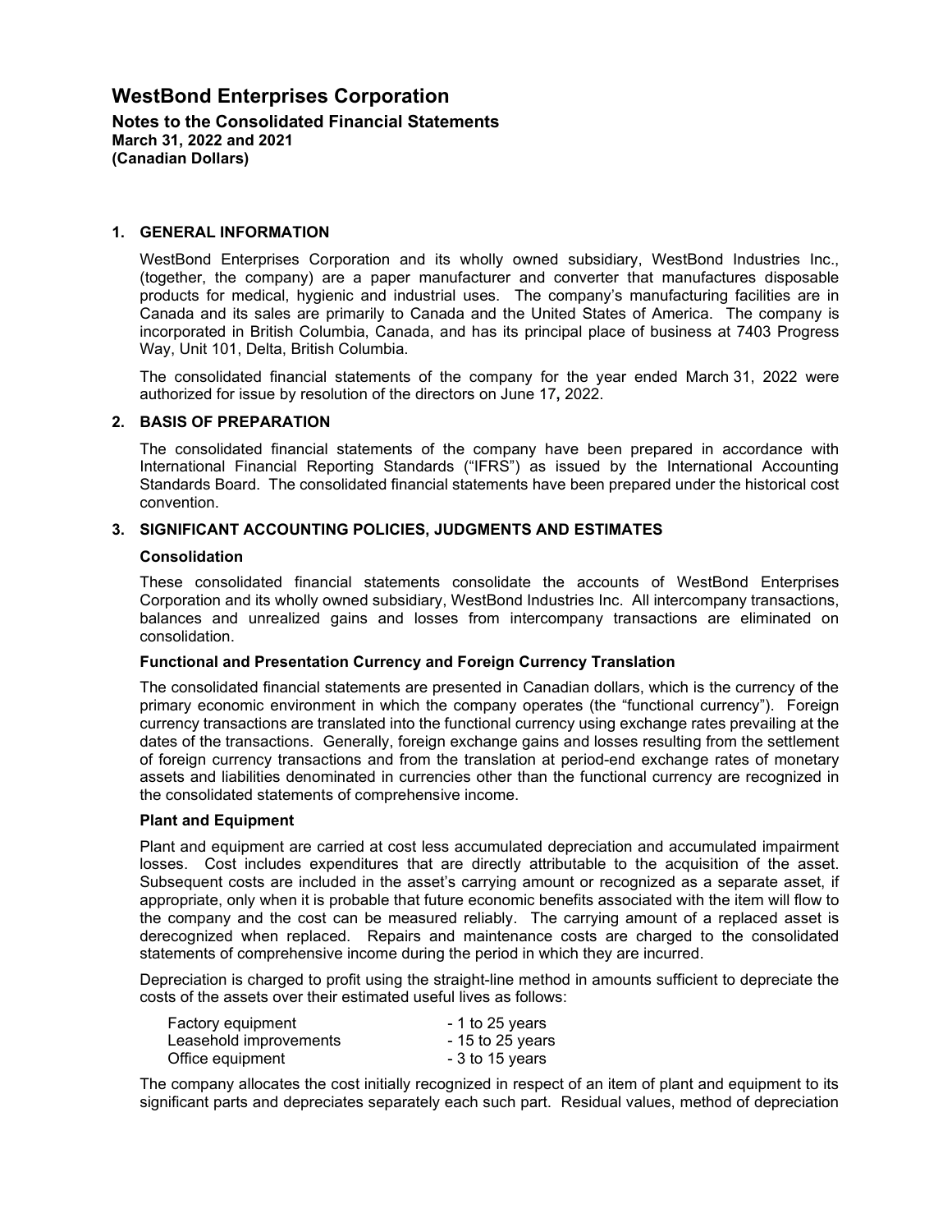# WestBond Enterprises Corporation

**Notes to the Consolidated Financial Statements**
**March 31, 2022 and 2021**
**(Canadian Dollars)**

## 1. GENERAL INFORMATION

WestBond Enterprises Corporation and its wholly owned subsidiary, WestBond Industries Inc., (together, the company) are a paper manufacturer and converter that manufactures disposable products for medical, hygienic and industrial uses. The company's manufacturing facilities are in Canada and its sales are primarily to Canada and the United States of America. The company is incorporated in British Columbia, Canada, and has its principal place of business at 7403 Progress Way, Unit 101, Delta, British Columbia.

The consolidated financial statements of the company for the year ended March 31, 2022 were authorized for issue by resolution of the directors on June 17**,** 2022.

## 2. BASIS OF PREPARATION

The consolidated financial statements of the company have been prepared in accordance with International Financial Reporting Standards ("IFRS") as issued by the International Accounting Standards Board. The consolidated financial statements have been prepared under the historical cost convention.

## 3. SIGNIFICANT ACCOUNTING POLICIES, JUDGMENTS AND ESTIMATES

### Consolidation

These consolidated financial statements consolidate the accounts of WestBond Enterprises Corporation and its wholly owned subsidiary, WestBond Industries Inc. All intercompany transactions, balances and unrealized gains and losses from intercompany transactions are eliminated on consolidation.

### Functional and Presentation Currency and Foreign Currency Translation

The consolidated financial statements are presented in Canadian dollars, which is the currency of the primary economic environment in which the company operates (the "functional currency"). Foreign currency transactions are translated into the functional currency using exchange rates prevailing at the dates of the transactions. Generally, foreign exchange gains and losses resulting from the settlement of foreign currency transactions and from the translation at period-end exchange rates of monetary assets and liabilities denominated in currencies other than the functional currency are recognized in the consolidated statements of comprehensive income.

### Plant and Equipment

Plant and equipment are carried at cost less accumulated depreciation and accumulated impairment losses. Cost includes expenditures that are directly attributable to the acquisition of the asset. Subsequent costs are included in the asset's carrying amount or recognized as a separate asset, if appropriate, only when it is probable that future economic benefits associated with the item will flow to the company and the cost can be measured reliably. The carrying amount of a replaced asset is derecognized when replaced. Repairs and maintenance costs are charged to the consolidated statements of comprehensive income during the period in which they are incurred.

Depreciation is charged to profit using the straight-line method in amounts sufficient to depreciate the costs of the assets over their estimated useful lives as follows:

| | |
|---|---|
| Factory equipment | - 1 to 25 years |
| Leasehold improvements | - 15 to 25 years |
| Office equipment | - 3 to 15 years |

The company allocates the cost initially recognized in respect of an item of plant and equipment to its significant parts and depreciates separately each such part. Residual values, method of depreciation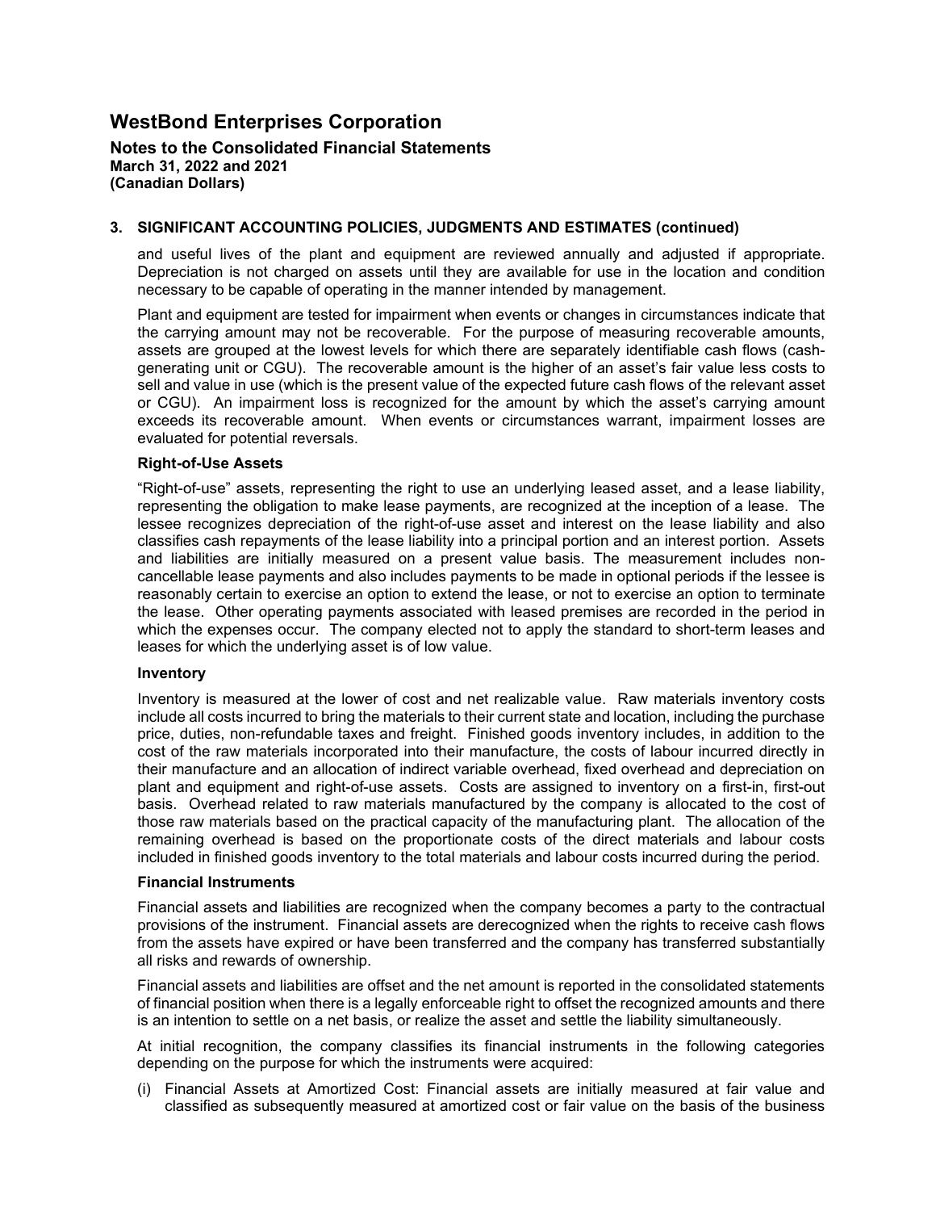# WestBond Enterprises Corporation

**Notes to the Consolidated Financial Statements**
**March 31, 2022 and 2021**
**(Canadian Dollars)**

## 3. SIGNIFICANT ACCOUNTING POLICIES, JUDGMENTS AND ESTIMATES (continued)

and useful lives of the plant and equipment are reviewed annually and adjusted if appropriate. Depreciation is not charged on assets until they are available for use in the location and condition necessary to be capable of operating in the manner intended by management.

Plant and equipment are tested for impairment when events or changes in circumstances indicate that the carrying amount may not be recoverable. For the purpose of measuring recoverable amounts, assets are grouped at the lowest levels for which there are separately identifiable cash flows (cash-generating unit or CGU). The recoverable amount is the higher of an asset's fair value less costs to sell and value in use (which is the present value of the expected future cash flows of the relevant asset or CGU). An impairment loss is recognized for the amount by which the asset's carrying amount exceeds its recoverable amount. When events or circumstances warrant, impairment losses are evaluated for potential reversals.

**Right-of-Use Assets**

"Right-of-use" assets, representing the right to use an underlying leased asset, and a lease liability, representing the obligation to make lease payments, are recognized at the inception of a lease. The lessee recognizes depreciation of the right-of-use asset and interest on the lease liability and also classifies cash repayments of the lease liability into a principal portion and an interest portion. Assets and liabilities are initially measured on a present value basis. The measurement includes non-cancellable lease payments and also includes payments to be made in optional periods if the lessee is reasonably certain to exercise an option to extend the lease, or not to exercise an option to terminate the lease. Other operating payments associated with leased premises are recorded in the period in which the expenses occur. The company elected not to apply the standard to short-term leases and leases for which the underlying asset is of low value.

**Inventory**

Inventory is measured at the lower of cost and net realizable value. Raw materials inventory costs include all costs incurred to bring the materials to their current state and location, including the purchase price, duties, non-refundable taxes and freight. Finished goods inventory includes, in addition to the cost of the raw materials incorporated into their manufacture, the costs of labour incurred directly in their manufacture and an allocation of indirect variable overhead, fixed overhead and depreciation on plant and equipment and right-of-use assets. Costs are assigned to inventory on a first-in, first-out basis. Overhead related to raw materials manufactured by the company is allocated to the cost of those raw materials based on the practical capacity of the manufacturing plant. The allocation of the remaining overhead is based on the proportionate costs of the direct materials and labour costs included in finished goods inventory to the total materials and labour costs incurred during the period.

**Financial Instruments**

Financial assets and liabilities are recognized when the company becomes a party to the contractual provisions of the instrument. Financial assets are derecognized when the rights to receive cash flows from the assets have expired or have been transferred and the company has transferred substantially all risks and rewards of ownership.

Financial assets and liabilities are offset and the net amount is reported in the consolidated statements of financial position when there is a legally enforceable right to offset the recognized amounts and there is an intention to settle on a net basis, or realize the asset and settle the liability simultaneously.

At initial recognition, the company classifies its financial instruments in the following categories depending on the purpose for which the instruments were acquired:

(i) Financial Assets at Amortized Cost: Financial assets are initially measured at fair value and classified as subsequently measured at amortized cost or fair value on the basis of the business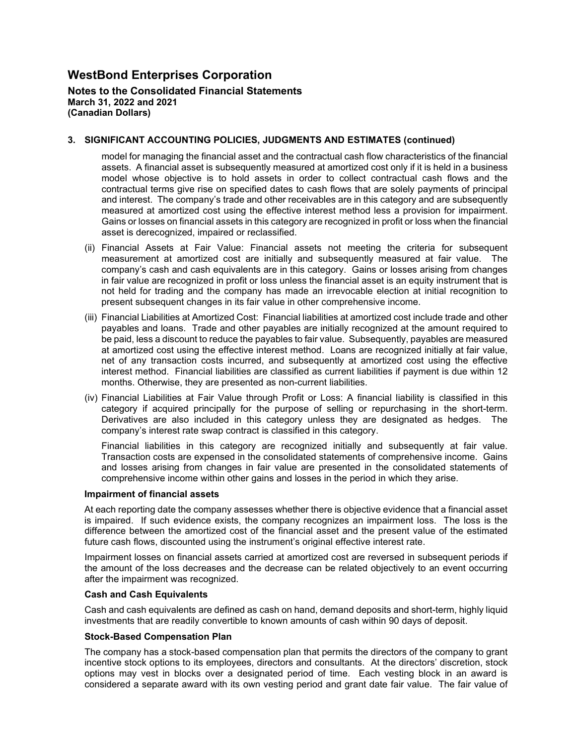# WestBond Enterprises Corporation

**Notes to the Consolidated Financial Statements**
**March 31, 2022 and 2021**
**(Canadian Dollars)**

## 3. SIGNIFICANT ACCOUNTING POLICIES, JUDGMENTS AND ESTIMATES (continued)

model for managing the financial asset and the contractual cash flow characteristics of the financial assets. A financial asset is subsequently measured at amortized cost only if it is held in a business model whose objective is to hold assets in order to collect contractual cash flows and the contractual terms give rise on specified dates to cash flows that are solely payments of principal and interest. The company's trade and other receivables are in this category and are subsequently measured at amortized cost using the effective interest method less a provision for impairment. Gains or losses on financial assets in this category are recognized in profit or loss when the financial asset is derecognized, impaired or reclassified.

(ii) Financial Assets at Fair Value: Financial assets not meeting the criteria for subsequent measurement at amortized cost are initially and subsequently measured at fair value. The company's cash and cash equivalents are in this category. Gains or losses arising from changes in fair value are recognized in profit or loss unless the financial asset is an equity instrument that is not held for trading and the company has made an irrevocable election at initial recognition to present subsequent changes in its fair value in other comprehensive income.

(iii) Financial Liabilities at Amortized Cost: Financial liabilities at amortized cost include trade and other payables and loans. Trade and other payables are initially recognized at the amount required to be paid, less a discount to reduce the payables to fair value. Subsequently, payables are measured at amortized cost using the effective interest method. Loans are recognized initially at fair value, net of any transaction costs incurred, and subsequently at amortized cost using the effective interest method. Financial liabilities are classified as current liabilities if payment is due within 12 months. Otherwise, they are presented as non-current liabilities.

(iv) Financial Liabilities at Fair Value through Profit or Loss: A financial liability is classified in this category if acquired principally for the purpose of selling or repurchasing in the short-term. Derivatives are also included in this category unless they are designated as hedges. The company's interest rate swap contract is classified in this category.

Financial liabilities in this category are recognized initially and subsequently at fair value. Transaction costs are expensed in the consolidated statements of comprehensive income. Gains and losses arising from changes in fair value are presented in the consolidated statements of comprehensive income within other gains and losses in the period in which they arise.

**Impairment of financial assets**

At each reporting date the company assesses whether there is objective evidence that a financial asset is impaired. If such evidence exists, the company recognizes an impairment loss. The loss is the difference between the amortized cost of the financial asset and the present value of the estimated future cash flows, discounted using the instrument's original effective interest rate.

Impairment losses on financial assets carried at amortized cost are reversed in subsequent periods if the amount of the loss decreases and the decrease can be related objectively to an event occurring after the impairment was recognized.

**Cash and Cash Equivalents**

Cash and cash equivalents are defined as cash on hand, demand deposits and short-term, highly liquid investments that are readily convertible to known amounts of cash within 90 days of deposit.

**Stock-Based Compensation Plan**

The company has a stock-based compensation plan that permits the directors of the company to grant incentive stock options to its employees, directors and consultants. At the directors' discretion, stock options may vest in blocks over a designated period of time. Each vesting block in an award is considered a separate award with its own vesting period and grant date fair value. The fair value of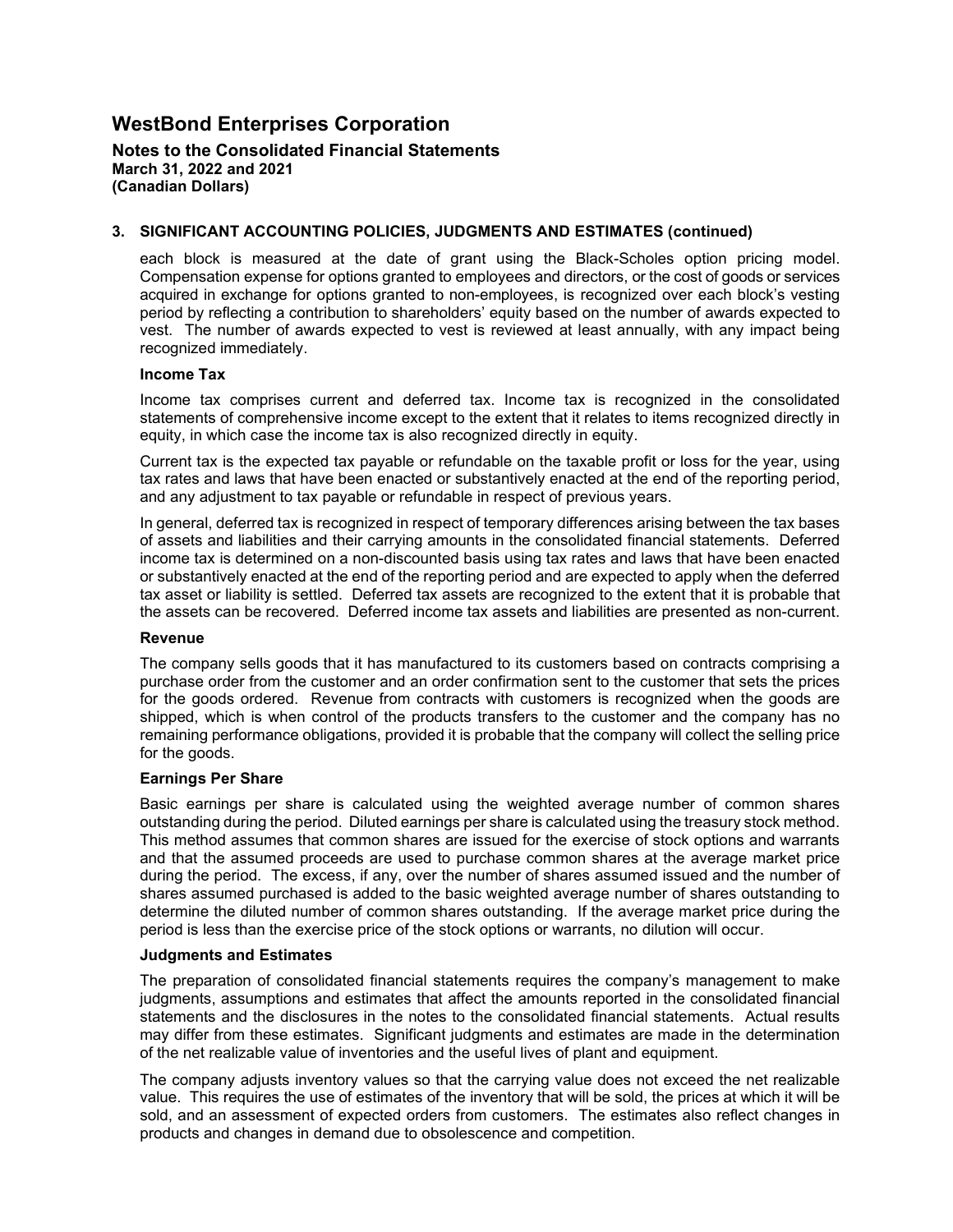# WestBond Enterprises Corporation

**Notes to the Consolidated Financial Statements**
**March 31, 2022 and 2021**
**(Canadian Dollars)**

## 3. SIGNIFICANT ACCOUNTING POLICIES, JUDGMENTS AND ESTIMATES (continued)

each block is measured at the date of grant using the Black-Scholes option pricing model. Compensation expense for options granted to employees and directors, or the cost of goods or services acquired in exchange for options granted to non-employees, is recognized over each block's vesting period by reflecting a contribution to shareholders' equity based on the number of awards expected to vest. The number of awards expected to vest is reviewed at least annually, with any impact being recognized immediately.

### Income Tax

Income tax comprises current and deferred tax. Income tax is recognized in the consolidated statements of comprehensive income except to the extent that it relates to items recognized directly in equity, in which case the income tax is also recognized directly in equity.

Current tax is the expected tax payable or refundable on the taxable profit or loss for the year, using tax rates and laws that have been enacted or substantively enacted at the end of the reporting period, and any adjustment to tax payable or refundable in respect of previous years.

In general, deferred tax is recognized in respect of temporary differences arising between the tax bases of assets and liabilities and their carrying amounts in the consolidated financial statements. Deferred income tax is determined on a non-discounted basis using tax rates and laws that have been enacted or substantively enacted at the end of the reporting period and are expected to apply when the deferred tax asset or liability is settled. Deferred tax assets are recognized to the extent that it is probable that the assets can be recovered. Deferred income tax assets and liabilities are presented as non-current.

### Revenue

The company sells goods that it has manufactured to its customers based on contracts comprising a purchase order from the customer and an order confirmation sent to the customer that sets the prices for the goods ordered. Revenue from contracts with customers is recognized when the goods are shipped, which is when control of the products transfers to the customer and the company has no remaining performance obligations, provided it is probable that the company will collect the selling price for the goods.

### Earnings Per Share

Basic earnings per share is calculated using the weighted average number of common shares outstanding during the period. Diluted earnings per share is calculated using the treasury stock method. This method assumes that common shares are issued for the exercise of stock options and warrants and that the assumed proceeds are used to purchase common shares at the average market price during the period. The excess, if any, over the number of shares assumed issued and the number of shares assumed purchased is added to the basic weighted average number of shares outstanding to determine the diluted number of common shares outstanding. If the average market price during the period is less than the exercise price of the stock options or warrants, no dilution will occur.

### Judgments and Estimates

The preparation of consolidated financial statements requires the company's management to make judgments, assumptions and estimates that affect the amounts reported in the consolidated financial statements and the disclosures in the notes to the consolidated financial statements. Actual results may differ from these estimates. Significant judgments and estimates are made in the determination of the net realizable value of inventories and the useful lives of plant and equipment.

The company adjusts inventory values so that the carrying value does not exceed the net realizable value. This requires the use of estimates of the inventory that will be sold, the prices at which it will be sold, and an assessment of expected orders from customers. The estimates also reflect changes in products and changes in demand due to obsolescence and competition.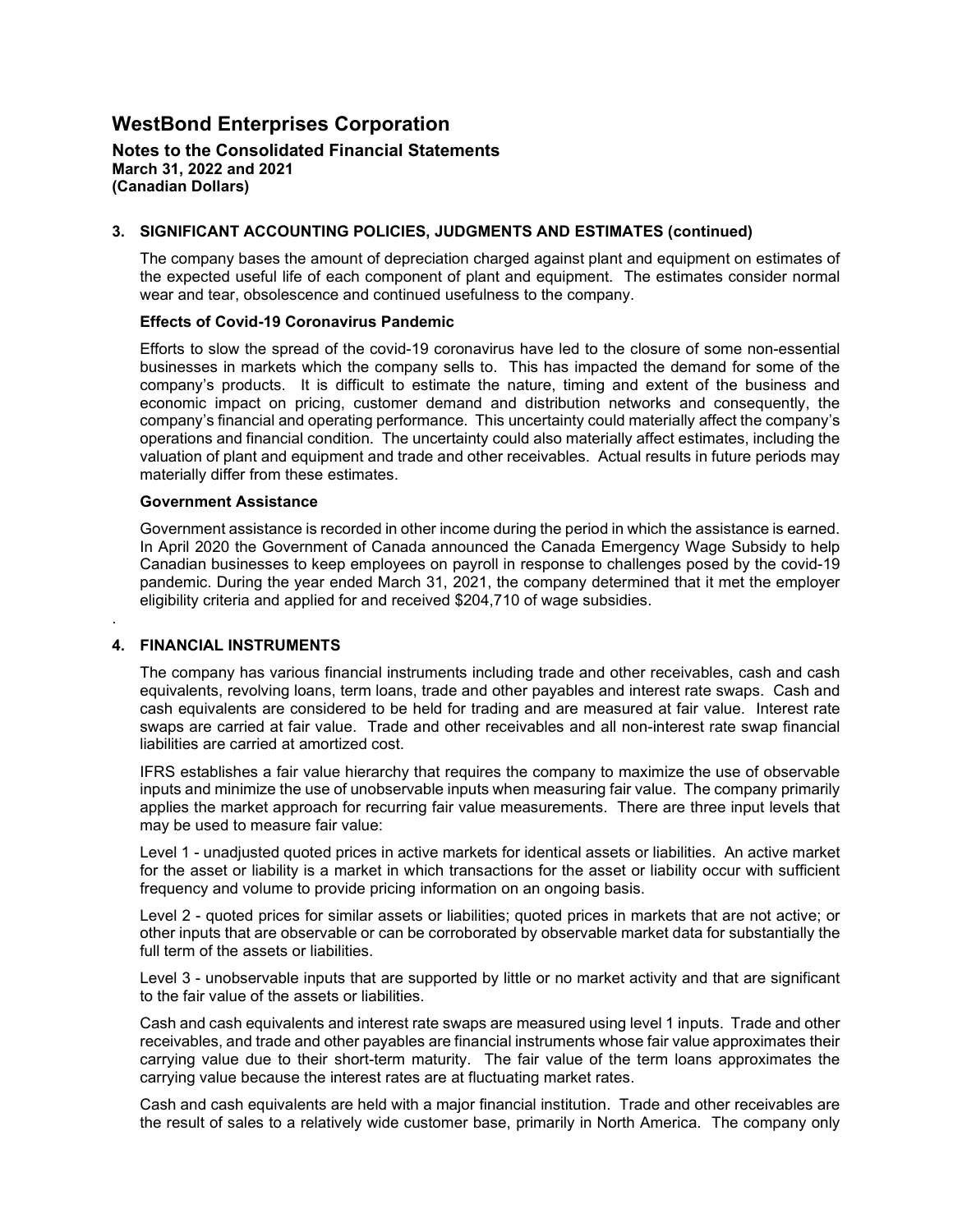# WestBond Enterprises Corporation

**Notes to the Consolidated Financial Statements**
**March 31, 2022 and 2021**
**(Canadian Dollars)**

## 3. SIGNIFICANT ACCOUNTING POLICIES, JUDGMENTS AND ESTIMATES (continued)

The company bases the amount of depreciation charged against plant and equipment on estimates of the expected useful life of each component of plant and equipment. The estimates consider normal wear and tear, obsolescence and continued usefulness to the company.

**Effects of Covid-19 Coronavirus Pandemic**

Efforts to slow the spread of the covid-19 coronavirus have led to the closure of some non-essential businesses in markets which the company sells to. This has impacted the demand for some of the company's products. It is difficult to estimate the nature, timing and extent of the business and economic impact on pricing, customer demand and distribution networks and consequently, the company's financial and operating performance. This uncertainty could materially affect the company's operations and financial condition. The uncertainty could also materially affect estimates, including the valuation of plant and equipment and trade and other receivables. Actual results in future periods may materially differ from these estimates.

**Government Assistance**

Government assistance is recorded in other income during the period in which the assistance is earned. In April 2020 the Government of Canada announced the Canada Emergency Wage Subsidy to help Canadian businesses to keep employees on payroll in response to challenges posed by the covid-19 pandemic. During the year ended March 31, 2021, the company determined that it met the employer eligibility criteria and applied for and received $204,710 of wage subsidies.

## 4. FINANCIAL INSTRUMENTS

The company has various financial instruments including trade and other receivables, cash and cash equivalents, revolving loans, term loans, trade and other payables and interest rate swaps. Cash and cash equivalents are considered to be held for trading and are measured at fair value. Interest rate swaps are carried at fair value. Trade and other receivables and all non-interest rate swap financial liabilities are carried at amortized cost.

IFRS establishes a fair value hierarchy that requires the company to maximize the use of observable inputs and minimize the use of unobservable inputs when measuring fair value. The company primarily applies the market approach for recurring fair value measurements. There are three input levels that may be used to measure fair value:

Level 1 - unadjusted quoted prices in active markets for identical assets or liabilities. An active market for the asset or liability is a market in which transactions for the asset or liability occur with sufficient frequency and volume to provide pricing information on an ongoing basis.

Level 2 - quoted prices for similar assets or liabilities; quoted prices in markets that are not active; or other inputs that are observable or can be corroborated by observable market data for substantially the full term of the assets or liabilities.

Level 3 - unobservable inputs that are supported by little or no market activity and that are significant to the fair value of the assets or liabilities.

Cash and cash equivalents and interest rate swaps are measured using level 1 inputs. Trade and other receivables, and trade and other payables are financial instruments whose fair value approximates their carrying value due to their short-term maturity. The fair value of the term loans approximates the carrying value because the interest rates are at fluctuating market rates.

Cash and cash equivalents are held with a major financial institution. Trade and other receivables are the result of sales to a relatively wide customer base, primarily in North America. The company only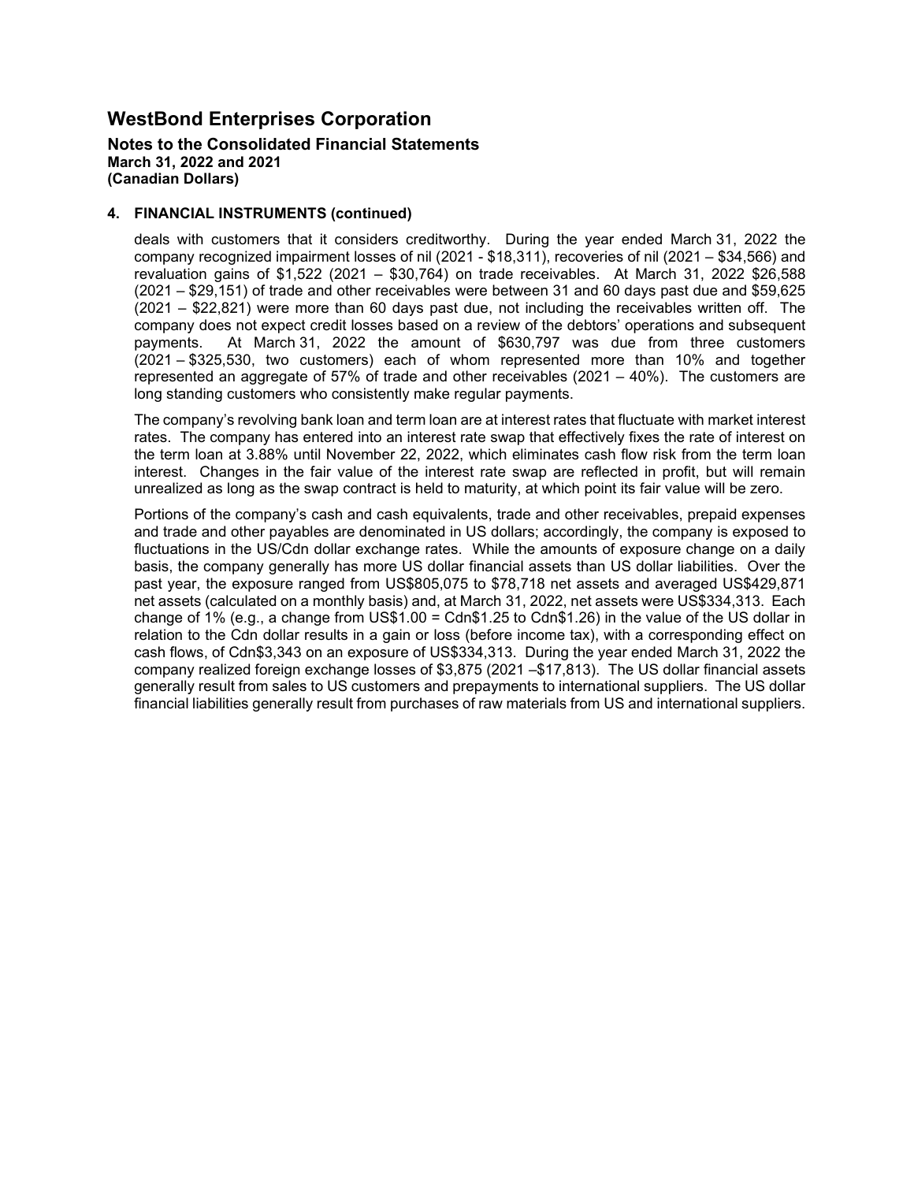# WestBond Enterprises Corporation

**Notes to the Consolidated Financial Statements**
**March 31, 2022 and 2021**
**(Canadian Dollars)**

## 4. FINANCIAL INSTRUMENTS (continued)

deals with customers that it considers creditworthy. During the year ended March 31, 2022 the company recognized impairment losses of nil (2021 - $18,311), recoveries of nil (2021 – $34,566) and revaluation gains of $1,522 (2021 – $30,764) on trade receivables. At March 31, 2022 $26,588 (2021 – $29,151) of trade and other receivables were between 31 and 60 days past due and $59,625 (2021 – $22,821) were more than 60 days past due, not including the receivables written off. The company does not expect credit losses based on a review of the debtors' operations and subsequent payments. At March 31, 2022 the amount of $630,797 was due from three customers (2021 – $325,530, two customers) each of whom represented more than 10% and together represented an aggregate of 57% of trade and other receivables (2021 – 40%). The customers are long standing customers who consistently make regular payments.

The company's revolving bank loan and term loan are at interest rates that fluctuate with market interest rates. The company has entered into an interest rate swap that effectively fixes the rate of interest on the term loan at 3.88% until November 22, 2022, which eliminates cash flow risk from the term loan interest. Changes in the fair value of the interest rate swap are reflected in profit, but will remain unrealized as long as the swap contract is held to maturity, at which point its fair value will be zero.

Portions of the company's cash and cash equivalents, trade and other receivables, prepaid expenses and trade and other payables are denominated in US dollars; accordingly, the company is exposed to fluctuations in the US/Cdn dollar exchange rates. While the amounts of exposure change on a daily basis, the company generally has more US dollar financial assets than US dollar liabilities. Over the past year, the exposure ranged from US$805,075 to $78,718 net assets and averaged US$429,871 net assets (calculated on a monthly basis) and, at March 31, 2022, net assets were US$334,313. Each change of 1% (e.g., a change from US$1.00 = Cdn$1.25 to Cdn$1.26) in the value of the US dollar in relation to the Cdn dollar results in a gain or loss (before income tax), with a corresponding effect on cash flows, of Cdn$3,343 on an exposure of US$334,313. During the year ended March 31, 2022 the company realized foreign exchange losses of $3,875 (2021 –$17,813). The US dollar financial assets generally result from sales to US customers and prepayments to international suppliers. The US dollar financial liabilities generally result from purchases of raw materials from US and international suppliers.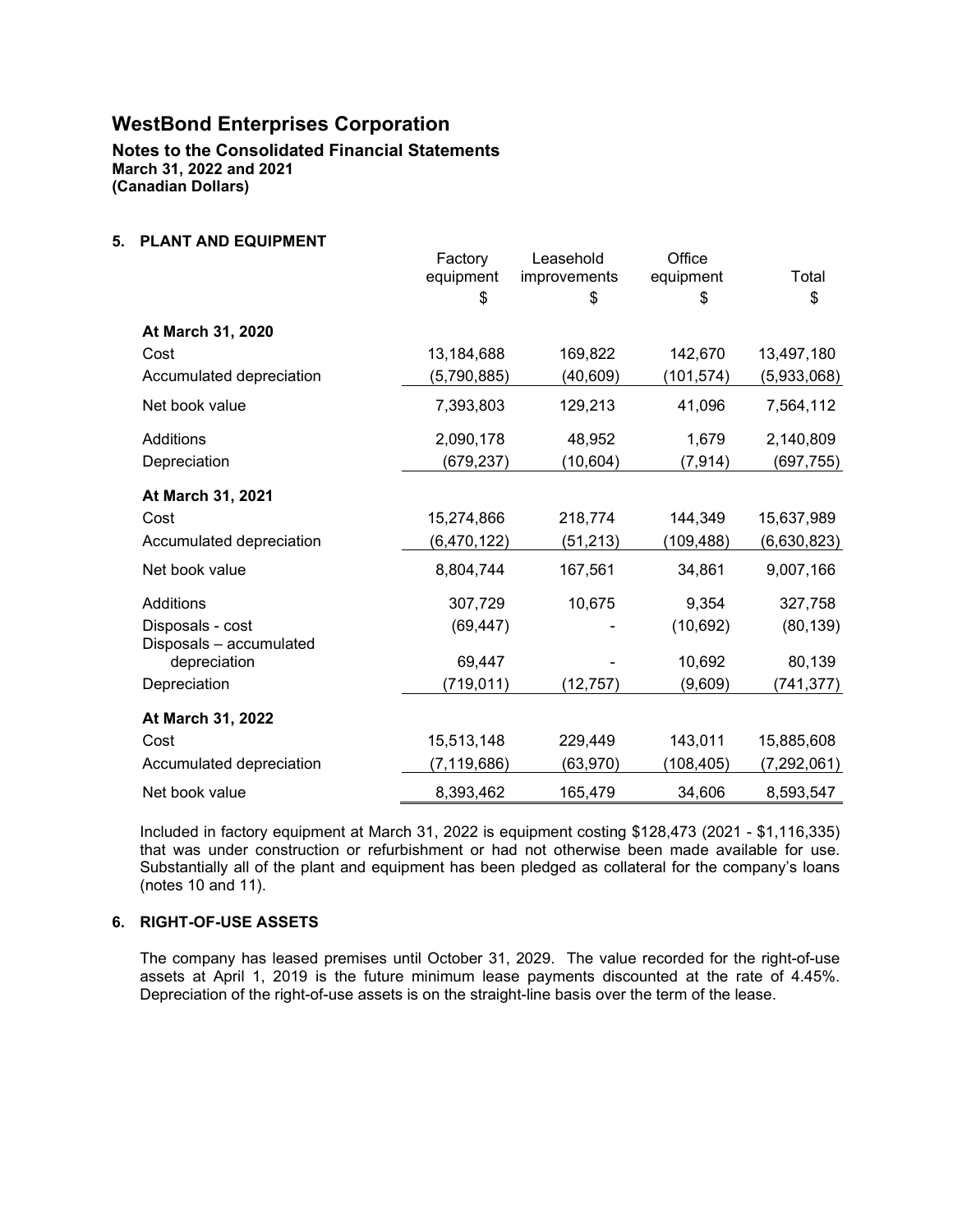# WestBond Enterprises Corporation

**Notes to the Consolidated Financial Statements**
**March 31, 2022 and 2021**
**(Canadian Dollars)**

## 5. PLANT AND EQUIPMENT

| | Factory equipment $ | Leasehold improvements $ | Office equipment $ | Total $ |
|---|---|---|---|---|
| **At March 31, 2020** | | | | |
| Cost | 13,184,688 | 169,822 | 142,670 | 13,497,180 |
| Accumulated depreciation | (5,790,885) | (40,609) | (101,574) | (5,933,068) |
| Net book value | 7,393,803 | 129,213 | 41,096 | 7,564,112 |
| Additions | 2,090,178 | 48,952 | 1,679 | 2,140,809 |
| Depreciation | (679,237) | (10,604) | (7,914) | (697,755) |
| **At March 31, 2021** | | | | |
| Cost | 15,274,866 | 218,774 | 144,349 | 15,637,989 |
| Accumulated depreciation | (6,470,122) | (51,213) | (109,488) | (6,630,823) |
| Net book value | 8,804,744 | 167,561 | 34,861 | 9,007,166 |
| Additions | 307,729 | 10,675 | 9,354 | 327,758 |
| Disposals - cost | (69,447) | - | (10,692) | (80,139) |
| Disposals – accumulated depreciation | 69,447 | - | 10,692 | 80,139 |
| Depreciation | (719,011) | (12,757) | (9,609) | (741,377) |
| **At March 31, 2022** | | | | |
| Cost | 15,513,148 | 229,449 | 143,011 | 15,885,608 |
| Accumulated depreciation | (7,119,686) | (63,970) | (108,405) | (7,292,061) |
| Net book value | 8,393,462 | 165,479 | 34,606 | 8,593,547 |

Included in factory equipment at March 31, 2022 is equipment costing $128,473 (2021 - $1,116,335) that was under construction or refurbishment or had not otherwise been made available for use. Substantially all of the plant and equipment has been pledged as collateral for the company's loans (notes 10 and 11).

## 6. RIGHT-OF-USE ASSETS

The company has leased premises until October 31, 2029. The value recorded for the right-of-use assets at April 1, 2019 is the future minimum lease payments discounted at the rate of 4.45%. Depreciation of the right-of-use assets is on the straight-line basis over the term of the lease.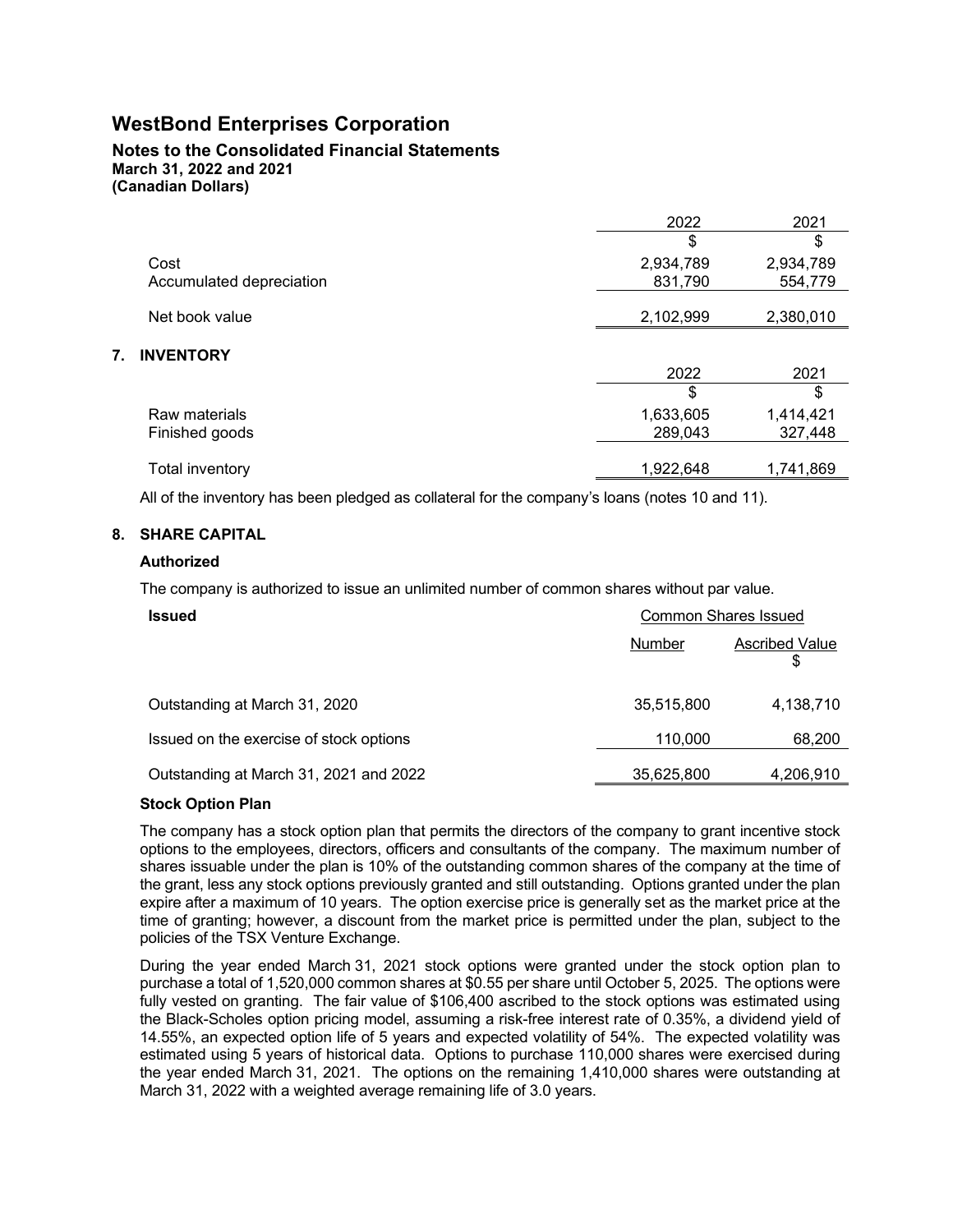# WestBond Enterprises Corporation

## Notes to the Consolidated Financial Statements
**March 31, 2022 and 2021**
**(Canadian Dollars)**

| | 2022 | 2021 |
|---|---|---|
| | $ | $ |
| Cost | 2,934,789 | 2,934,789 |
| Accumulated depreciation | 831,790 | 554,779 |
| Net book value | 2,102,999 | 2,380,010 |

### 7. INVENTORY

| | 2022 | 2021 |
|---|---|---|
| | $ | $ |
| Raw materials | 1,633,605 | 1,414,421 |
| Finished goods | 289,043 | 327,448 |
| Total inventory | 1,922,648 | 1,741,869 |

All of the inventory has been pledged as collateral for the company's loans (notes 10 and 11).

### 8. SHARE CAPITAL

**Authorized**

The company is authorized to issue an unlimited number of common shares without par value.

| **Issued** | Common Shares Issued | |
|---|---|---|
| | Number | Ascribed Value $ |
| Outstanding at March 31, 2020 | 35,515,800 | 4,138,710 |
| Issued on the exercise of stock options | 110,000 | 68,200 |
| Outstanding at March 31, 2021 and 2022 | 35,625,800 | 4,206,910 |

**Stock Option Plan**

The company has a stock option plan that permits the directors of the company to grant incentive stock options to the employees, directors, officers and consultants of the company. The maximum number of shares issuable under the plan is 10% of the outstanding common shares of the company at the time of the grant, less any stock options previously granted and still outstanding. Options granted under the plan expire after a maximum of 10 years. The option exercise price is generally set as the market price at the time of granting; however, a discount from the market price is permitted under the plan, subject to the policies of the TSX Venture Exchange.

During the year ended March 31, 2021 stock options were granted under the stock option plan to purchase a total of 1,520,000 common shares at $0.55 per share until October 5, 2025. The options were fully vested on granting. The fair value of $106,400 ascribed to the stock options was estimated using the Black-Scholes option pricing model, assuming a risk-free interest rate of 0.35%, a dividend yield of 14.55%, an expected option life of 5 years and expected volatility of 54%. The expected volatility was estimated using 5 years of historical data. Options to purchase 110,000 shares were exercised during the year ended March 31, 2021. The options on the remaining 1,410,000 shares were outstanding at March 31, 2022 with a weighted average remaining life of 3.0 years.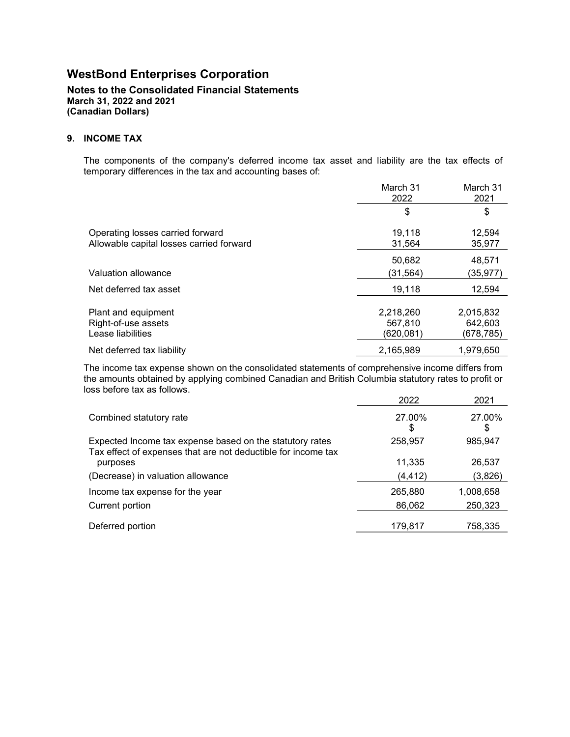# WestBond Enterprises Corporation

**Notes to the Consolidated Financial Statements**
**March 31, 2022 and 2021**
**(Canadian Dollars)**

## 9. INCOME TAX

The components of the company's deferred income tax asset and liability are the tax effects of temporary differences in the tax and accounting bases of:

| | March 31 2022 | March 31 2021 |
|---|---|---|
| | $ | $ |
| Operating losses carried forward | 19,118 | 12,594 |
| Allowable capital losses carried forward | 31,564 | 35,977 |
| | 50,682 | 48,571 |
| Valuation allowance | (31,564) | (35,977) |
| Net deferred tax asset | 19,118 | 12,594 |
| Plant and equipment | 2,218,260 | 2,015,832 |
| Right-of-use assets | 567,810 | 642,603 |
| Lease liabilities | (620,081) | (678,785) |
| Net deferred tax liability | 2,165,989 | 1,979,650 |

The income tax expense shown on the consolidated statements of comprehensive income differs from the amounts obtained by applying combined Canadian and British Columbia statutory rates to profit or loss before tax as follows.

| | 2022 | 2021 |
|---|---|---|
| Combined statutory rate | 27.00% | 27.00% |
| | $ | $ |
| Expected Income tax expense based on the statutory rates | 258,957 | 985,947 |
| Tax effect of expenses that are not deductible for income tax purposes | 11,335 | 26,537 |
| (Decrease) in valuation allowance | (4,412) | (3,826) |
| Income tax expense for the year | 265,880 | 1,008,658 |
| Current portion | 86,062 | 250,323 |
| Deferred portion | 179,817 | 758,335 |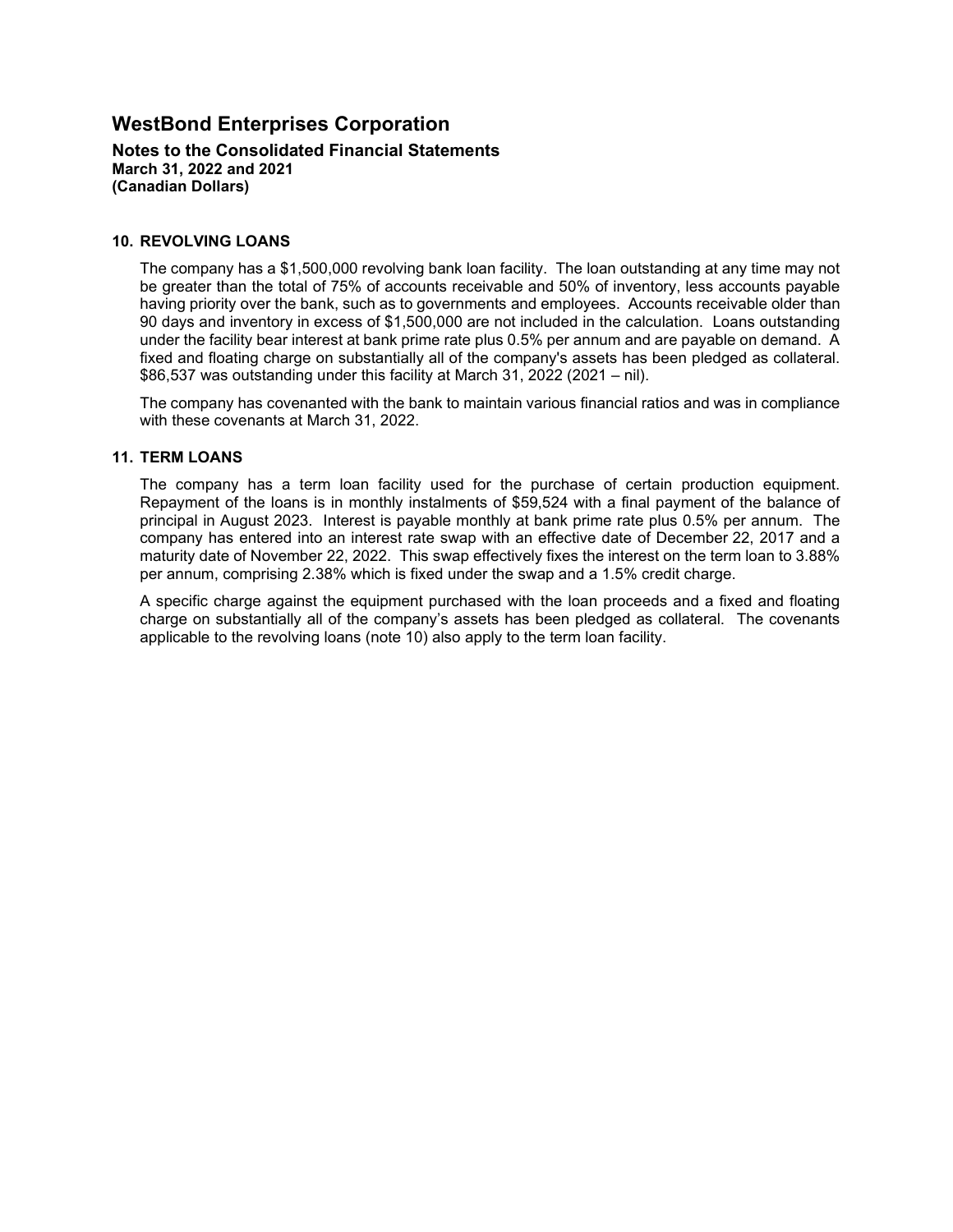# WestBond Enterprises Corporation

**Notes to the Consolidated Financial Statements**
**March 31, 2022 and 2021**
**(Canadian Dollars)**

## 10. REVOLVING LOANS

The company has a $1,500,000 revolving bank loan facility. The loan outstanding at any time may not be greater than the total of 75% of accounts receivable and 50% of inventory, less accounts payable having priority over the bank, such as to governments and employees. Accounts receivable older than 90 days and inventory in excess of $1,500,000 are not included in the calculation. Loans outstanding under the facility bear interest at bank prime rate plus 0.5% per annum and are payable on demand. A fixed and floating charge on substantially all of the company's assets has been pledged as collateral. $86,537 was outstanding under this facility at March 31, 2022 (2021 – nil).

The company has covenanted with the bank to maintain various financial ratios and was in compliance with these covenants at March 31, 2022.

## 11. TERM LOANS

The company has a term loan facility used for the purchase of certain production equipment. Repayment of the loans is in monthly instalments of $59,524 with a final payment of the balance of principal in August 2023. Interest is payable monthly at bank prime rate plus 0.5% per annum. The company has entered into an interest rate swap with an effective date of December 22, 2017 and a maturity date of November 22, 2022. This swap effectively fixes the interest on the term loan to 3.88% per annum, comprising 2.38% which is fixed under the swap and a 1.5% credit charge.

A specific charge against the equipment purchased with the loan proceeds and a fixed and floating charge on substantially all of the company's assets has been pledged as collateral. The covenants applicable to the revolving loans (note 10) also apply to the term loan facility.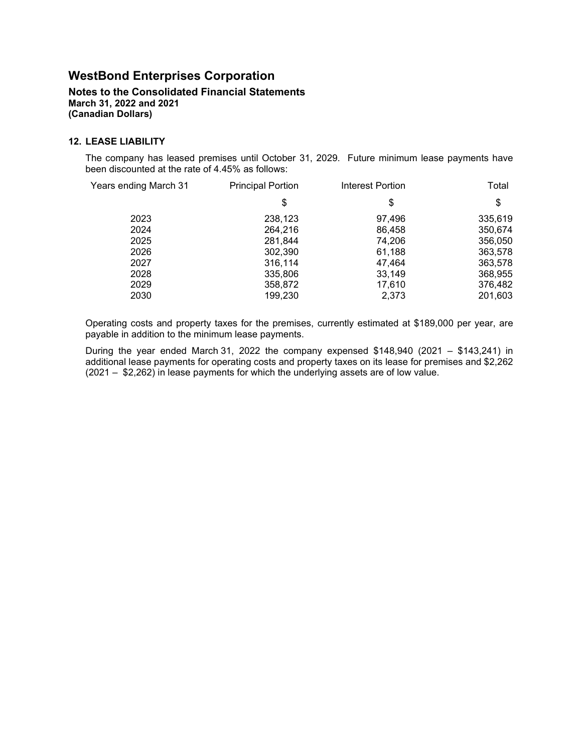# WestBond Enterprises Corporation

**Notes to the Consolidated Financial Statements**
**March 31, 2022 and 2021**
**(Canadian Dollars)**

### 12. LEASE LIABILITY

The company has leased premises until October 31, 2029. Future minimum lease payments have been discounted at the rate of 4.45% as follows:

| Years ending March 31 | Principal Portion | Interest Portion | Total |
|---|---|---|---|
| | $ | $ | $ |
| 2023 | 238,123 | 97,496 | 335,619 |
| 2024 | 264,216 | 86,458 | 350,674 |
| 2025 | 281,844 | 74,206 | 356,050 |
| 2026 | 302,390 | 61,188 | 363,578 |
| 2027 | 316,114 | 47,464 | 363,578 |
| 2028 | 335,806 | 33,149 | 368,955 |
| 2029 | 358,872 | 17,610 | 376,482 |
| 2030 | 199,230 | 2,373 | 201,603 |

Operating costs and property taxes for the premises, currently estimated at $189,000 per year, are payable in addition to the minimum lease payments.

During the year ended March 31, 2022 the company expensed $148,940 (2021 – $143,241) in additional lease payments for operating costs and property taxes on its lease for premises and $2,262 (2021 – $2,262) in lease payments for which the underlying assets are of low value.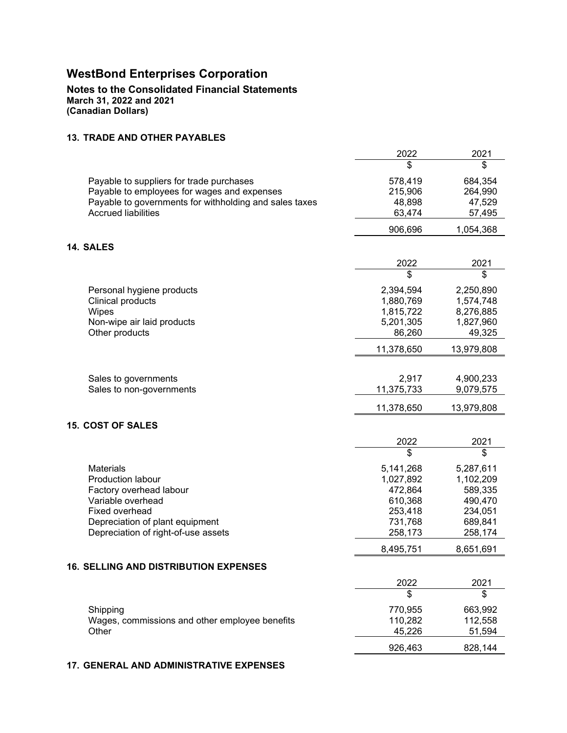# WestBond Enterprises Corporation

**Notes to the Consolidated Financial Statements**
**March 31, 2022 and 2021**
**(Canadian Dollars)**

### 13. TRADE AND OTHER PAYABLES

| | 2022 | 2021 |
|---|---|---|
| | $ | $ |
| Payable to suppliers for trade purchases | 578,419 | 684,354 |
| Payable to employees for wages and expenses | 215,906 | 264,990 |
| Payable to governments for withholding and sales taxes | 48,898 | 47,529 |
| Accrued liabilities | 63,474 | 57,495 |
| | 906,696 | 1,054,368 |

### 14. SALES

| | 2022 | 2021 |
|---|---|---|
| | $ | $ |
| Personal hygiene products | 2,394,594 | 2,250,890 |
| Clinical products | 1,880,769 | 1,574,748 |
| Wipes | 1,815,722 | 8,276,885 |
| Non-wipe air laid products | 5,201,305 | 1,827,960 |
| Other products | 86,260 | 49,325 |
| | 11,378,650 | 13,979,808 |
| | | |
| Sales to governments | 2,917 | 4,900,233 |
| Sales to non-governments | 11,375,733 | 9,079,575 |
| | 11,378,650 | 13,979,808 |

### 15. COST OF SALES

| | 2022 | 2021 |
|---|---|---|
| | $ | $ |
| Materials | 5,141,268 | 5,287,611 |
| Production labour | 1,027,892 | 1,102,209 |
| Factory overhead labour | 472,864 | 589,335 |
| Variable overhead | 610,368 | 490,470 |
| Fixed overhead | 253,418 | 234,051 |
| Depreciation of plant equipment | 731,768 | 689,841 |
| Depreciation of right-of-use assets | 258,173 | 258,174 |
| | 8,495,751 | 8,651,691 |

### 16. SELLING AND DISTRIBUTION EXPENSES

| | 2022 | 2021 |
|---|---|---|
| | $ | $ |
| Shipping | 770,955 | 663,992 |
| Wages, commissions and other employee benefits | 110,282 | 112,558 |
| Other | 45,226 | 51,594 |
| | 926,463 | 828,144 |

### 17. GENERAL AND ADMINISTRATIVE EXPENSES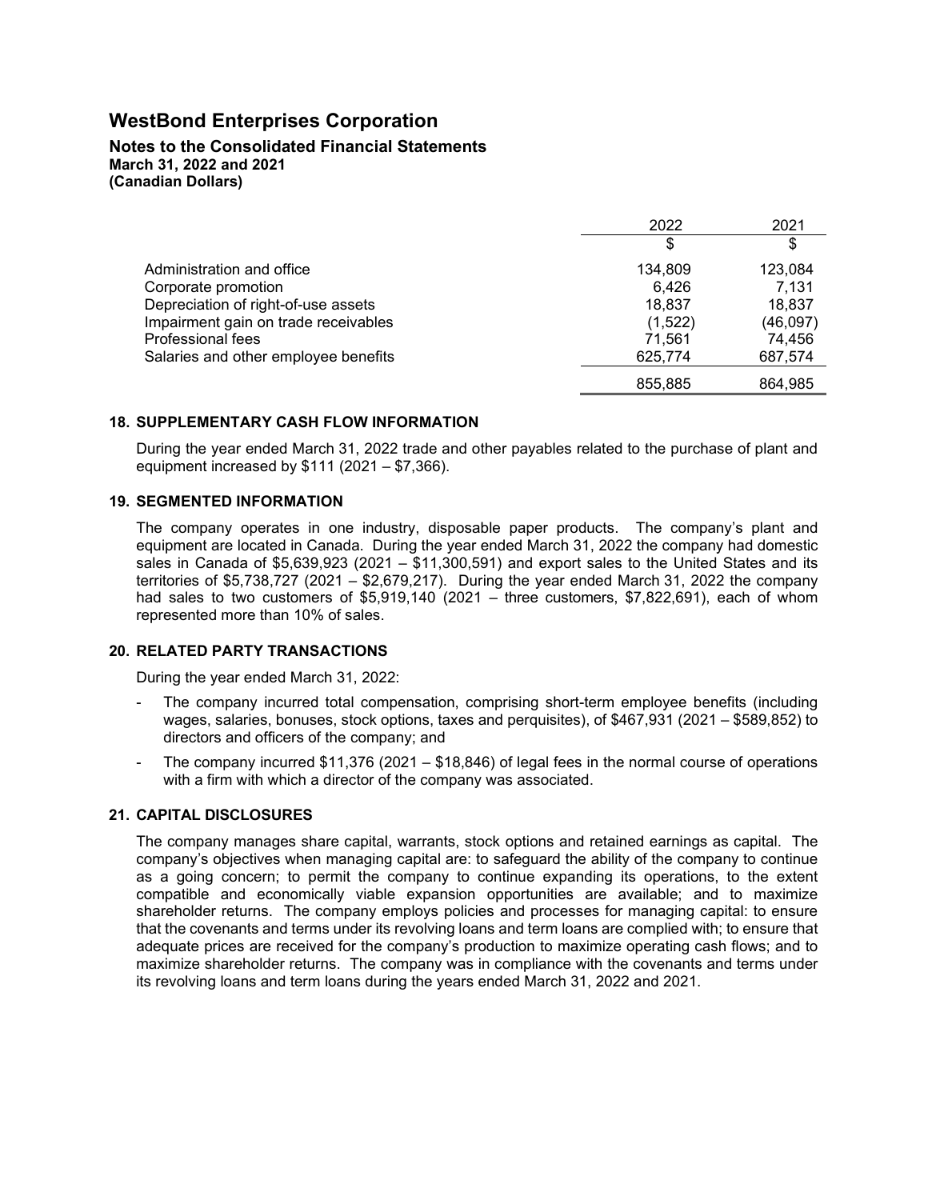# WestBond Enterprises Corporation

**Notes to the Consolidated Financial Statements**
**March 31, 2022 and 2021**
**(Canadian Dollars)**

| | 2022 | 2021 |
|---|---|---|
| | $ | $ |
| Administration and office | 134,809 | 123,084 |
| Corporate promotion | 6,426 | 7,131 |
| Depreciation of right-of-use assets | 18,837 | 18,837 |
| Impairment gain on trade receivables | (1,522) | (46,097) |
| Professional fees | 71,561 | 74,456 |
| Salaries and other employee benefits | 625,774 | 687,574 |
| | 855,885 | 864,985 |

### 18. SUPPLEMENTARY CASH FLOW INFORMATION

During the year ended March 31, 2022 trade and other payables related to the purchase of plant and equipment increased by $111 (2021 – $7,366).

### 19. SEGMENTED INFORMATION

The company operates in one industry, disposable paper products. The company's plant and equipment are located in Canada. During the year ended March 31, 2022 the company had domestic sales in Canada of $5,639,923 (2021 – $11,300,591) and export sales to the United States and its territories of $5,738,727 (2021 – $2,679,217). During the year ended March 31, 2022 the company had sales to two customers of $5,919,140 (2021 – three customers, $7,822,691), each of whom represented more than 10% of sales.

### 20. RELATED PARTY TRANSACTIONS

During the year ended March 31, 2022:

- The company incurred total compensation, comprising short-term employee benefits (including wages, salaries, bonuses, stock options, taxes and perquisites), of $467,931 (2021 – $589,852) to directors and officers of the company; and
- The company incurred $11,376 (2021 – $18,846) of legal fees in the normal course of operations with a firm with which a director of the company was associated.

### 21. CAPITAL DISCLOSURES

The company manages share capital, warrants, stock options and retained earnings as capital. The company's objectives when managing capital are: to safeguard the ability of the company to continue as a going concern; to permit the company to continue expanding its operations, to the extent compatible and economically viable expansion opportunities are available; and to maximize shareholder returns. The company employs policies and processes for managing capital: to ensure that the covenants and terms under its revolving loans and term loans are complied with; to ensure that adequate prices are received for the company's production to maximize operating cash flows; and to maximize shareholder returns. The company was in compliance with the covenants and terms under its revolving loans and term loans during the years ended March 31, 2022 and 2021.